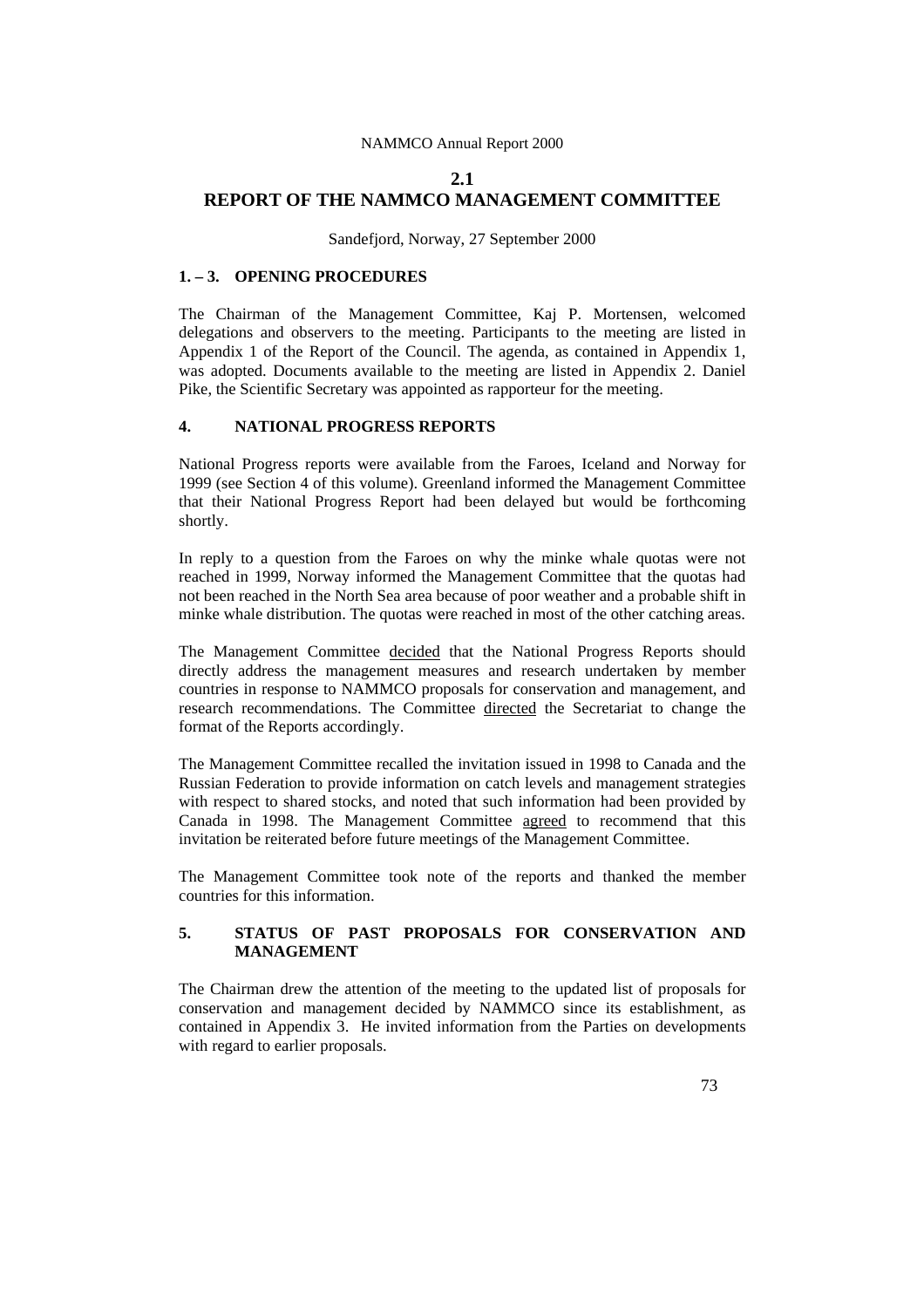## 2.1
# REPORT OF THE NAMMCO MANAGEMENT COMMITTEE

Sandefjord, Norway, 27 September 2000

### 1. – 3. OPENING PROCEDURES

The Chairman of the Management Committee, Kaj P. Mortensen, welcomed delegations and observers to the meeting. Participants to the meeting are listed in Appendix 1 of the Report of the Council. The agenda, as contained in Appendix 1, was adopted. Documents available to the meeting are listed in Appendix 2. Daniel Pike, the Scientific Secretary was appointed as rapporteur for the meeting.

### 4. NATIONAL PROGRESS REPORTS

National Progress reports were available from the Faroes, Iceland and Norway for 1999 (see Section 4 of this volume). Greenland informed the Management Committee that their National Progress Report had been delayed but would be forthcoming shortly.

In reply to a question from the Faroes on why the minke whale quotas were not reached in 1999, Norway informed the Management Committee that the quotas had not been reached in the North Sea area because of poor weather and a probable shift in minke whale distribution. The quotas were reached in most of the other catching areas.

The Management Committee decided that the National Progress Reports should directly address the management measures and research undertaken by member countries in response to NAMMCO proposals for conservation and management, and research recommendations. The Committee directed the Secretariat to change the format of the Reports accordingly.

The Management Committee recalled the invitation issued in 1998 to Canada and the Russian Federation to provide information on catch levels and management strategies with respect to shared stocks, and noted that such information had been provided by Canada in 1998. The Management Committee agreed to recommend that this invitation be reiterated before future meetings of the Management Committee.

The Management Committee took note of the reports and thanked the member countries for this information.

### 5. STATUS OF PAST PROPOSALS FOR CONSERVATION AND MANAGEMENT

The Chairman drew the attention of the meeting to the updated list of proposals for conservation and management decided by NAMMCO since its establishment, as contained in Appendix 3. He invited information from the Parties on developments with regard to earlier proposals.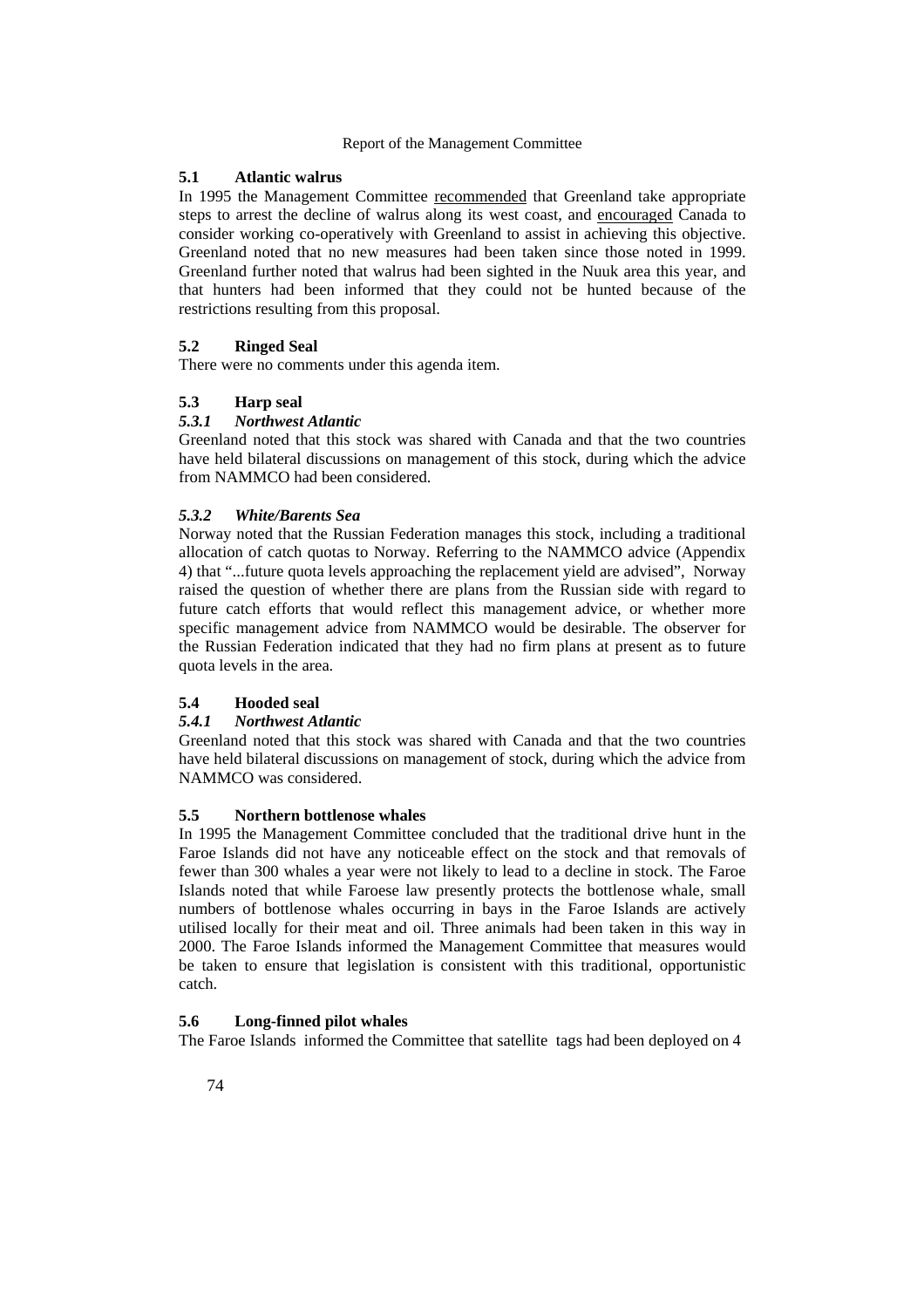### 5.1 Atlantic walrus

In 1995 the Management Committee recommended that Greenland take appropriate steps to arrest the decline of walrus along its west coast, and encouraged Canada to consider working co-operatively with Greenland to assist in achieving this objective. Greenland noted that no new measures had been taken since those noted in 1999. Greenland further noted that walrus had been sighted in the Nuuk area this year, and that hunters had been informed that they could not be hunted because of the restrictions resulting from this proposal.

### 5.2 Ringed Seal

There were no comments under this agenda item.

### 5.3 Harp seal

#### *5.3.1 Northwest Atlantic*

Greenland noted that this stock was shared with Canada and that the two countries have held bilateral discussions on management of this stock, during which the advice from NAMMCO had been considered.

#### *5.3.2 White/Barents Sea*

Norway noted that the Russian Federation manages this stock, including a traditional allocation of catch quotas to Norway. Referring to the NAMMCO advice (Appendix 4) that "...future quota levels approaching the replacement yield are advised", Norway raised the question of whether there are plans from the Russian side with regard to future catch efforts that would reflect this management advice, or whether more specific management advice from NAMMCO would be desirable. The observer for the Russian Federation indicated that they had no firm plans at present as to future quota levels in the area.

### 5.4 Hooded seal

#### *5.4.1 Northwest Atlantic*

Greenland noted that this stock was shared with Canada and that the two countries have held bilateral discussions on management of stock, during which the advice from NAMMCO was considered.

### 5.5 Northern bottlenose whales

In 1995 the Management Committee concluded that the traditional drive hunt in the Faroe Islands did not have any noticeable effect on the stock and that removals of fewer than 300 whales a year were not likely to lead to a decline in stock. The Faroe Islands noted that while Faroese law presently protects the bottlenose whale, small numbers of bottlenose whales occurring in bays in the Faroe Islands are actively utilised locally for their meat and oil. Three animals had been taken in this way in 2000. The Faroe Islands informed the Management Committee that measures would be taken to ensure that legislation is consistent with this traditional, opportunistic catch.

### 5.6 Long-finned pilot whales

The Faroe Islands informed the Committee that satellite tags had been deployed on 4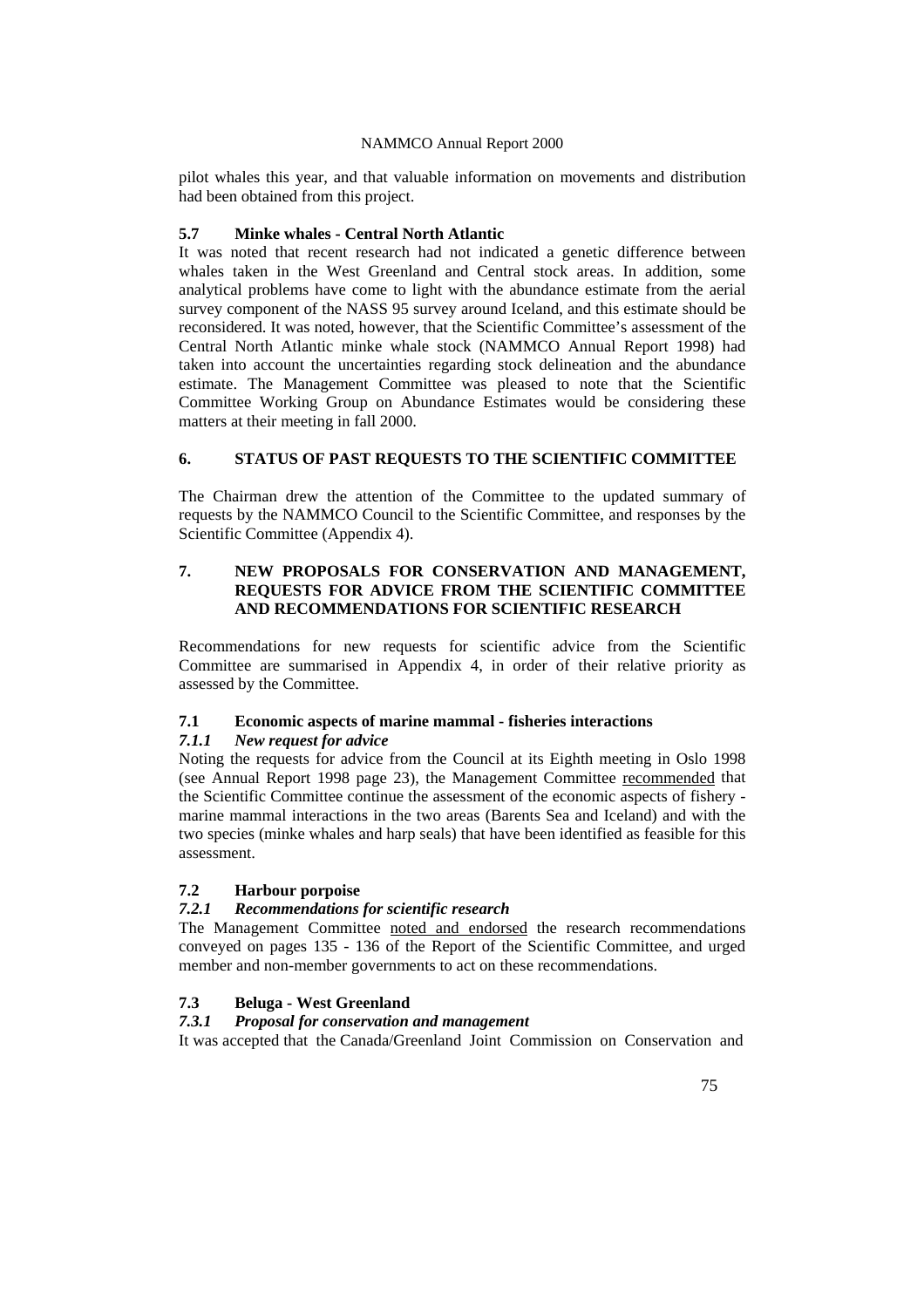pilot whales this year, and that valuable information on movements and distribution had been obtained from this project.

### 5.7 Minke whales - Central North Atlantic

It was noted that recent research had not indicated a genetic difference between whales taken in the West Greenland and Central stock areas. In addition, some analytical problems have come to light with the abundance estimate from the aerial survey component of the NASS 95 survey around Iceland, and this estimate should be reconsidered. It was noted, however, that the Scientific Committee's assessment of the Central North Atlantic minke whale stock (NAMMCO Annual Report 1998) had taken into account the uncertainties regarding stock delineation and the abundance estimate. The Management Committee was pleased to note that the Scientific Committee Working Group on Abundance Estimates would be considering these matters at their meeting in fall 2000.

## 6. STATUS OF PAST REQUESTS TO THE SCIENTIFIC COMMITTEE

The Chairman drew the attention of the Committee to the updated summary of requests by the NAMMCO Council to the Scientific Committee, and responses by the Scientific Committee (Appendix 4).

## 7. NEW PROPOSALS FOR CONSERVATION AND MANAGEMENT, REQUESTS FOR ADVICE FROM THE SCIENTIFIC COMMITTEE AND RECOMMENDATIONS FOR SCIENTIFIC RESEARCH

Recommendations for new requests for scientific advice from the Scientific Committee are summarised in Appendix 4, in order of their relative priority as assessed by the Committee.

### 7.1 Economic aspects of marine mammal - fisheries interactions

#### *7.1.1 New request for advice*

Noting the requests for advice from the Council at its Eighth meeting in Oslo 1998 (see Annual Report 1998 page 23), the Management Committee recommended that the Scientific Committee continue the assessment of the economic aspects of fishery - marine mammal interactions in the two areas (Barents Sea and Iceland) and with the two species (minke whales and harp seals) that have been identified as feasible for this assessment.

### 7.2 Harbour porpoise

#### *7.2.1 Recommendations for scientific research*

The Management Committee noted and endorsed the research recommendations conveyed on pages 135 - 136 of the Report of the Scientific Committee, and urged member and non-member governments to act on these recommendations.

### 7.3 Beluga - West Greenland

#### *7.3.1 Proposal for conservation and management*

It was accepted that the Canada/Greenland Joint Commission on Conservation and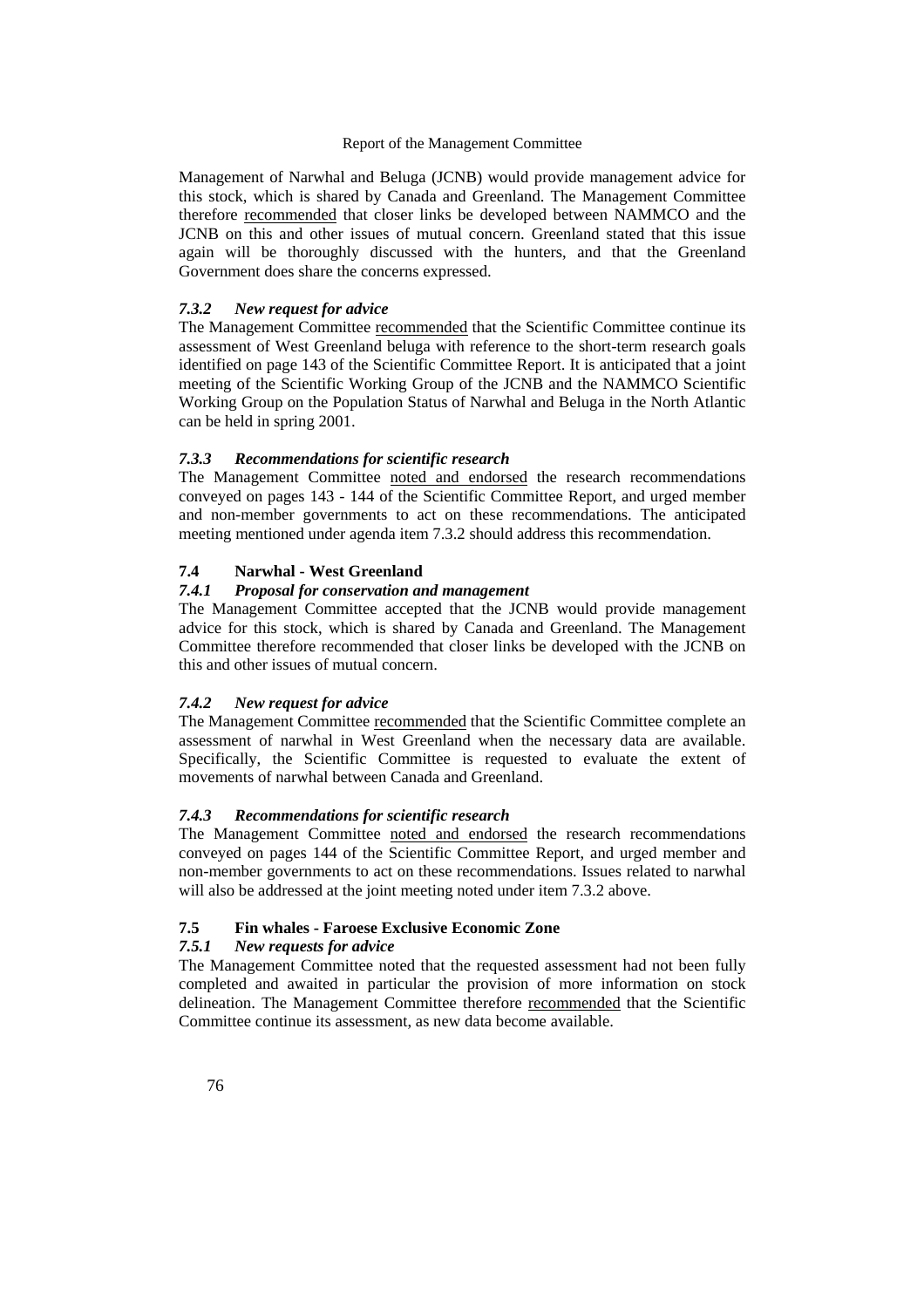Management of Narwhal and Beluga (JCNB) would provide management advice for this stock, which is shared by Canada and Greenland. The Management Committee therefore recommended that closer links be developed between NAMMCO and the JCNB on this and other issues of mutual concern. Greenland stated that this issue again will be thoroughly discussed with the hunters, and that the Greenland Government does share the concerns expressed.

#### *7.3.2 New request for advice*

The Management Committee recommended that the Scientific Committee continue its assessment of West Greenland beluga with reference to the short-term research goals identified on page 143 of the Scientific Committee Report. It is anticipated that a joint meeting of the Scientific Working Group of the JCNB and the NAMMCO Scientific Working Group on the Population Status of Narwhal and Beluga in the North Atlantic can be held in spring 2001.

#### *7.3.3 Recommendations for scientific research*

The Management Committee noted and endorsed the research recommendations conveyed on pages 143 - 144 of the Scientific Committee Report, and urged member and non-member governments to act on these recommendations. The anticipated meeting mentioned under agenda item 7.3.2 should address this recommendation.

### 7.4 Narwhal - West Greenland

#### *7.4.1 Proposal for conservation and management*

The Management Committee accepted that the JCNB would provide management advice for this stock, which is shared by Canada and Greenland. The Management Committee therefore recommended that closer links be developed with the JCNB on this and other issues of mutual concern.

#### *7.4.2 New request for advice*

The Management Committee recommended that the Scientific Committee complete an assessment of narwhal in West Greenland when the necessary data are available. Specifically, the Scientific Committee is requested to evaluate the extent of movements of narwhal between Canada and Greenland.

#### *7.4.3 Recommendations for scientific research*

The Management Committee noted and endorsed the research recommendations conveyed on pages 144 of the Scientific Committee Report, and urged member and non-member governments to act on these recommendations. Issues related to narwhal will also be addressed at the joint meeting noted under item 7.3.2 above.

### 7.5 Fin whales - Faroese Exclusive Economic Zone

#### *7.5.1 New requests for advice*

The Management Committee noted that the requested assessment had not been fully completed and awaited in particular the provision of more information on stock delineation. The Management Committee therefore recommended that the Scientific Committee continue its assessment, as new data become available.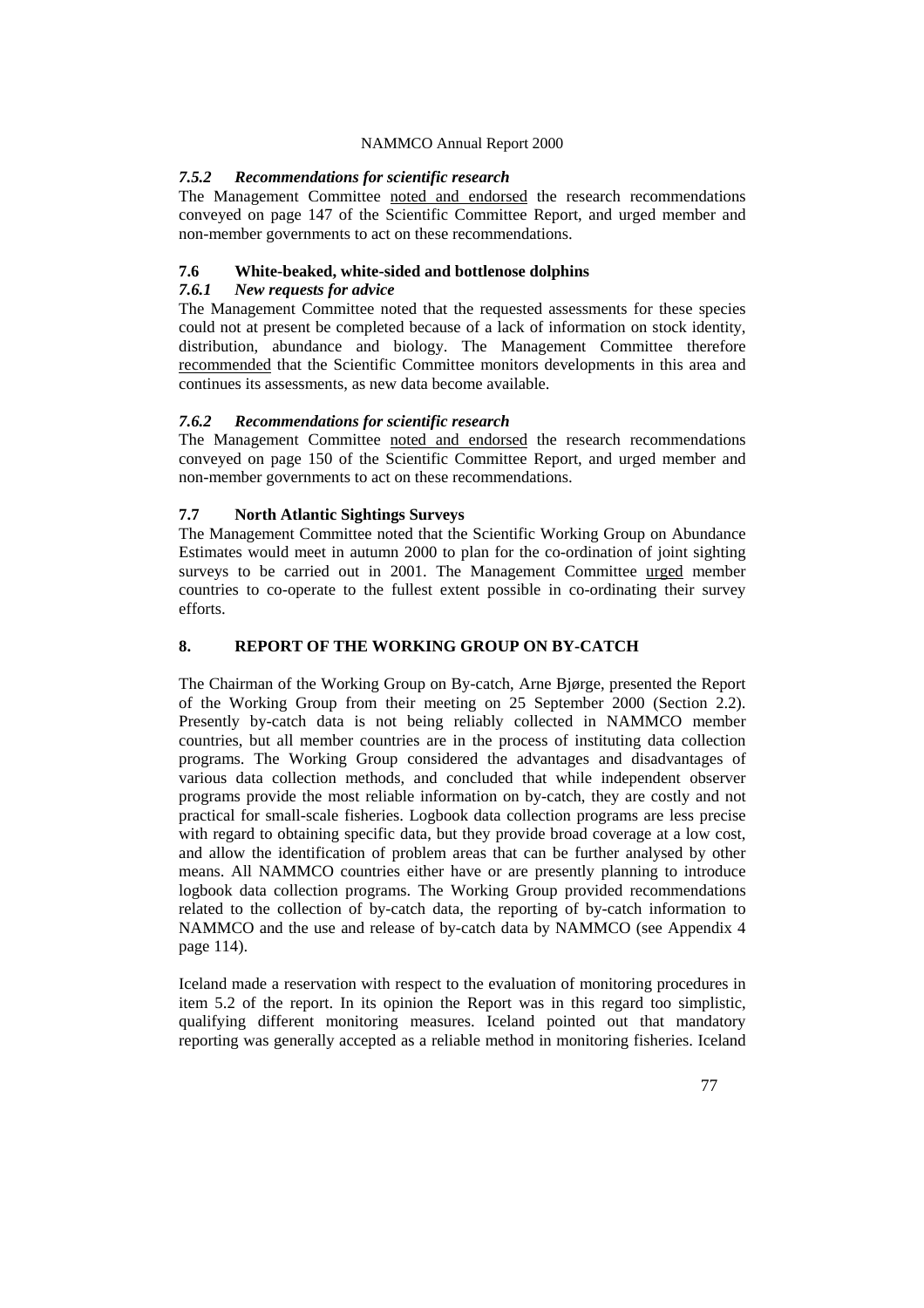#### *7.5.2 Recommendations for scientific research*

The Management Committee noted and endorsed the research recommendations conveyed on page 147 of the Scientific Committee Report, and urged member and non-member governments to act on these recommendations.

### 7.6 White-beaked, white-sided and bottlenose dolphins

#### *7.6.1 New requests for advice*

The Management Committee noted that the requested assessments for these species could not at present be completed because of a lack of information on stock identity, distribution, abundance and biology. The Management Committee therefore recommended that the Scientific Committee monitors developments in this area and continues its assessments, as new data become available.

#### *7.6.2 Recommendations for scientific research*

The Management Committee noted and endorsed the research recommendations conveyed on page 150 of the Scientific Committee Report, and urged member and non-member governments to act on these recommendations.

### 7.7 North Atlantic Sightings Surveys

The Management Committee noted that the Scientific Working Group on Abundance Estimates would meet in autumn 2000 to plan for the co-ordination of joint sighting surveys to be carried out in 2001. The Management Committee urged member countries to co-operate to the fullest extent possible in co-ordinating their survey efforts.

## 8. REPORT OF THE WORKING GROUP ON BY-CATCH

The Chairman of the Working Group on By-catch, Arne Bjørge, presented the Report of the Working Group from their meeting on 25 September 2000 (Section 2.2). Presently by-catch data is not being reliably collected in NAMMCO member countries, but all member countries are in the process of instituting data collection programs. The Working Group considered the advantages and disadvantages of various data collection methods, and concluded that while independent observer programs provide the most reliable information on by-catch, they are costly and not practical for small-scale fisheries. Logbook data collection programs are less precise with regard to obtaining specific data, but they provide broad coverage at a low cost, and allow the identification of problem areas that can be further analysed by other means. All NAMMCO countries either have or are presently planning to introduce logbook data collection programs. The Working Group provided recommendations related to the collection of by-catch data, the reporting of by-catch information to NAMMCO and the use and release of by-catch data by NAMMCO (see Appendix 4 page 114).

Iceland made a reservation with respect to the evaluation of monitoring procedures in item 5.2 of the report. In its opinion the Report was in this regard too simplistic, qualifying different monitoring measures. Iceland pointed out that mandatory reporting was generally accepted as a reliable method in monitoring fisheries. Iceland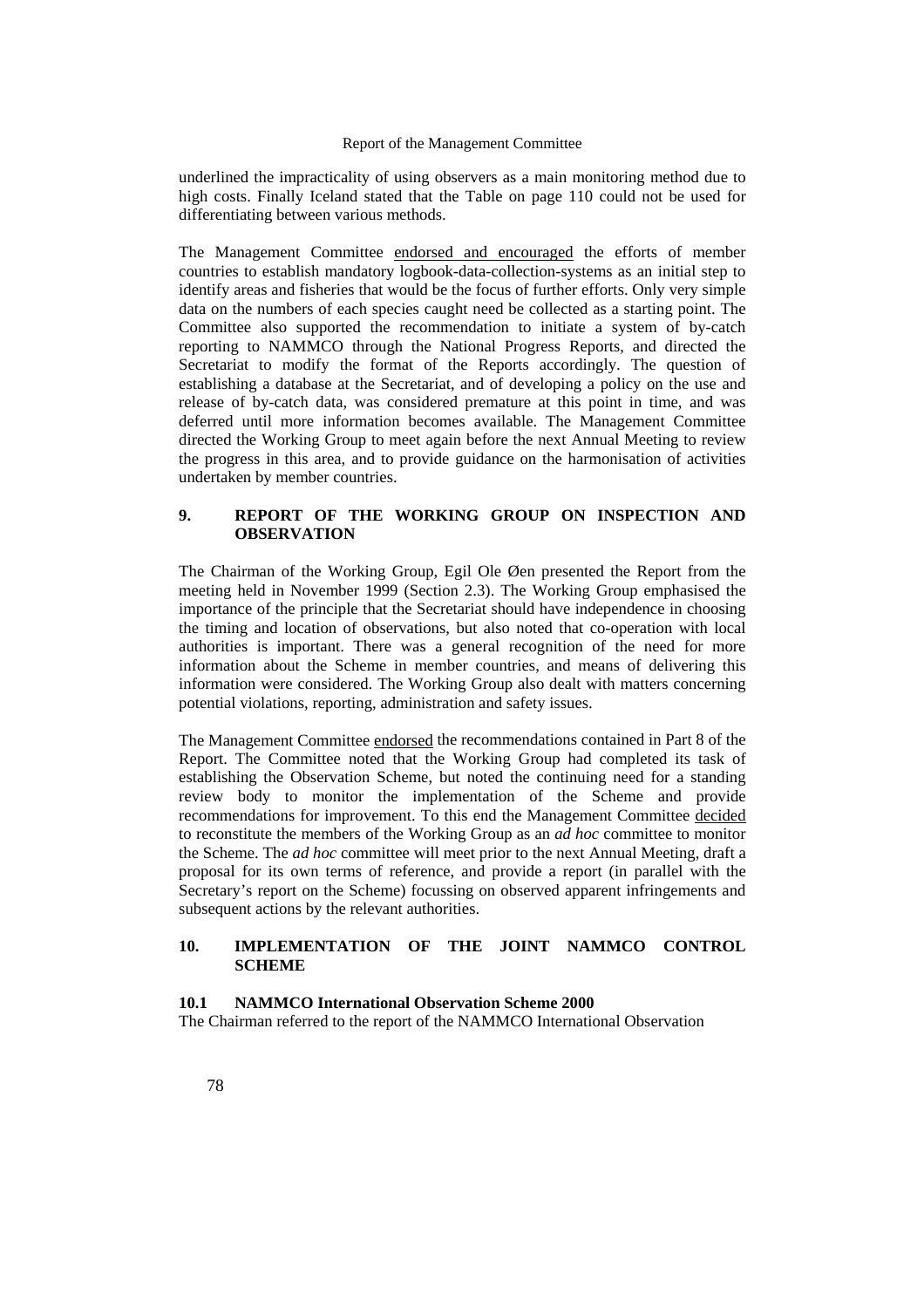underlined the impracticality of using observers as a main monitoring method due to high costs. Finally Iceland stated that the Table on page 110 could not be used for differentiating between various methods.

The Management Committee endorsed and encouraged the efforts of member countries to establish mandatory logbook-data-collection-systems as an initial step to identify areas and fisheries that would be the focus of further efforts. Only very simple data on the numbers of each species caught need be collected as a starting point. The Committee also supported the recommendation to initiate a system of by-catch reporting to NAMMCO through the National Progress Reports, and directed the Secretariat to modify the format of the Reports accordingly. The question of establishing a database at the Secretariat, and of developing a policy on the use and release of by-catch data, was considered premature at this point in time, and was deferred until more information becomes available. The Management Committee directed the Working Group to meet again before the next Annual Meeting to review the progress in this area, and to provide guidance on the harmonisation of activities undertaken by member countries.

## 9. REPORT OF THE WORKING GROUP ON INSPECTION AND OBSERVATION

The Chairman of the Working Group, Egil Ole Øen presented the Report from the meeting held in November 1999 (Section 2.3). The Working Group emphasised the importance of the principle that the Secretariat should have independence in choosing the timing and location of observations, but also noted that co-operation with local authorities is important. There was a general recognition of the need for more information about the Scheme in member countries, and means of delivering this information were considered. The Working Group also dealt with matters concerning potential violations, reporting, administration and safety issues.

The Management Committee endorsed the recommendations contained in Part 8 of the Report. The Committee noted that the Working Group had completed its task of establishing the Observation Scheme, but noted the continuing need for a standing review body to monitor the implementation of the Scheme and provide recommendations for improvement. To this end the Management Committee decided to reconstitute the members of the Working Group as an *ad hoc* committee to monitor the Scheme. The *ad hoc* committee will meet prior to the next Annual Meeting, draft a proposal for its own terms of reference, and provide a report (in parallel with the Secretary's report on the Scheme) focussing on observed apparent infringements and subsequent actions by the relevant authorities.

## 10. IMPLEMENTATION OF THE JOINT NAMMCO CONTROL SCHEME

### 10.1 NAMMCO International Observation Scheme 2000

The Chairman referred to the report of the NAMMCO International Observation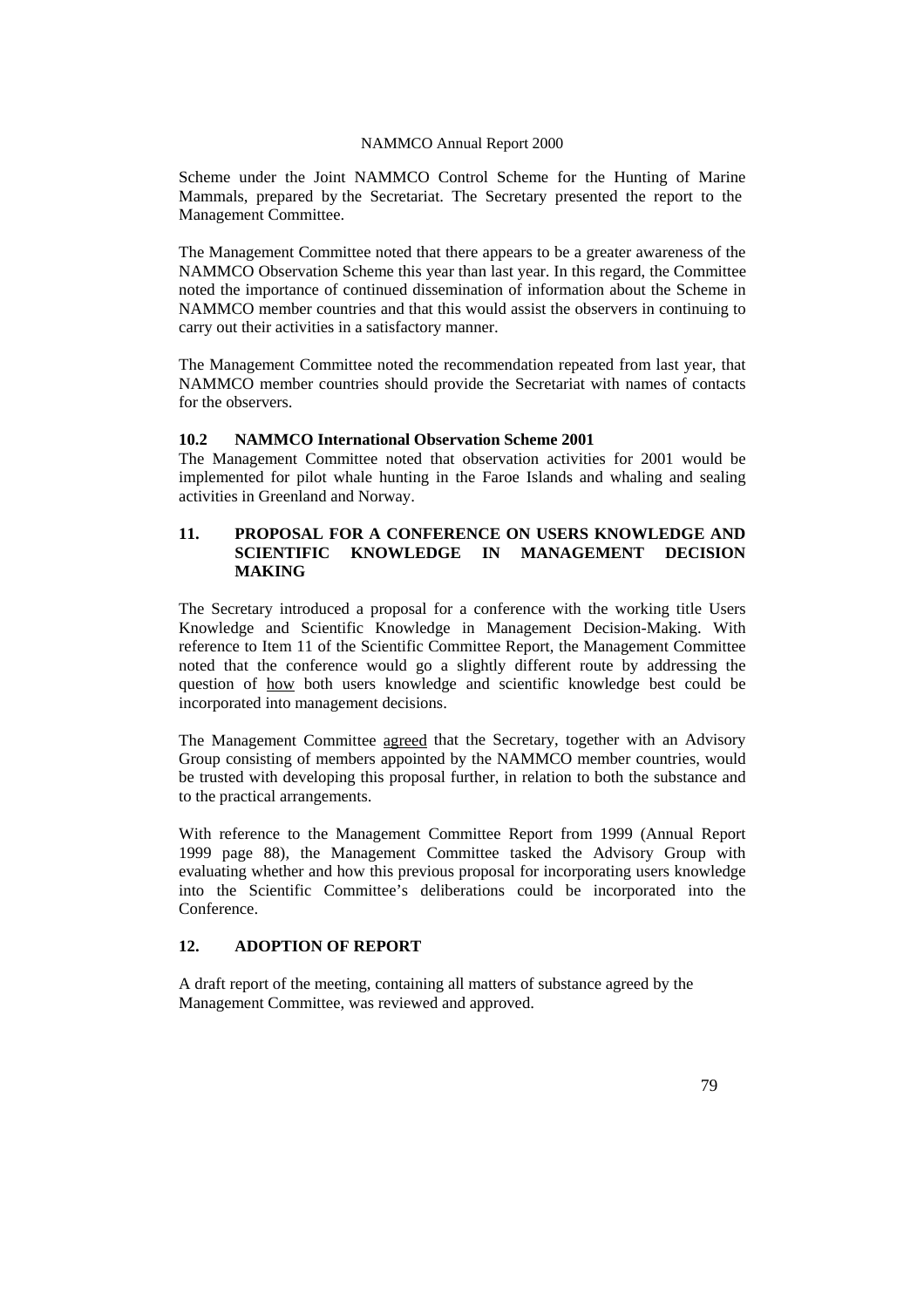Scheme under the Joint NAMMCO Control Scheme for the Hunting of Marine Mammals, prepared by the Secretariat. The Secretary presented the report to the Management Committee.

The Management Committee noted that there appears to be a greater awareness of the NAMMCO Observation Scheme this year than last year. In this regard, the Committee noted the importance of continued dissemination of information about the Scheme in NAMMCO member countries and that this would assist the observers in continuing to carry out their activities in a satisfactory manner.

The Management Committee noted the recommendation repeated from last year, that NAMMCO member countries should provide the Secretariat with names of contacts for the observers.

### 10.2 NAMMCO International Observation Scheme 2001

The Management Committee noted that observation activities for 2001 would be implemented for pilot whale hunting in the Faroe Islands and whaling and sealing activities in Greenland and Norway.

## 11. PROPOSAL FOR A CONFERENCE ON USERS KNOWLEDGE AND SCIENTIFIC KNOWLEDGE IN MANAGEMENT DECISION MAKING

The Secretary introduced a proposal for a conference with the working title Users Knowledge and Scientific Knowledge in Management Decision-Making. With reference to Item 11 of the Scientific Committee Report, the Management Committee noted that the conference would go a slightly different route by addressing the question of <u>how</u> both users knowledge and scientific knowledge best could be incorporated into management decisions.

The Management Committee <u>agreed</u> that the Secretary, together with an Advisory Group consisting of members appointed by the NAMMCO member countries, would be trusted with developing this proposal further, in relation to both the substance and to the practical arrangements.

With reference to the Management Committee Report from 1999 (Annual Report 1999 page 88), the Management Committee tasked the Advisory Group with evaluating whether and how this previous proposal for incorporating users knowledge into the Scientific Committee's deliberations could be incorporated into the Conference.

## 12. ADOPTION OF REPORT

A draft report of the meeting, containing all matters of substance agreed by the Management Committee, was reviewed and approved.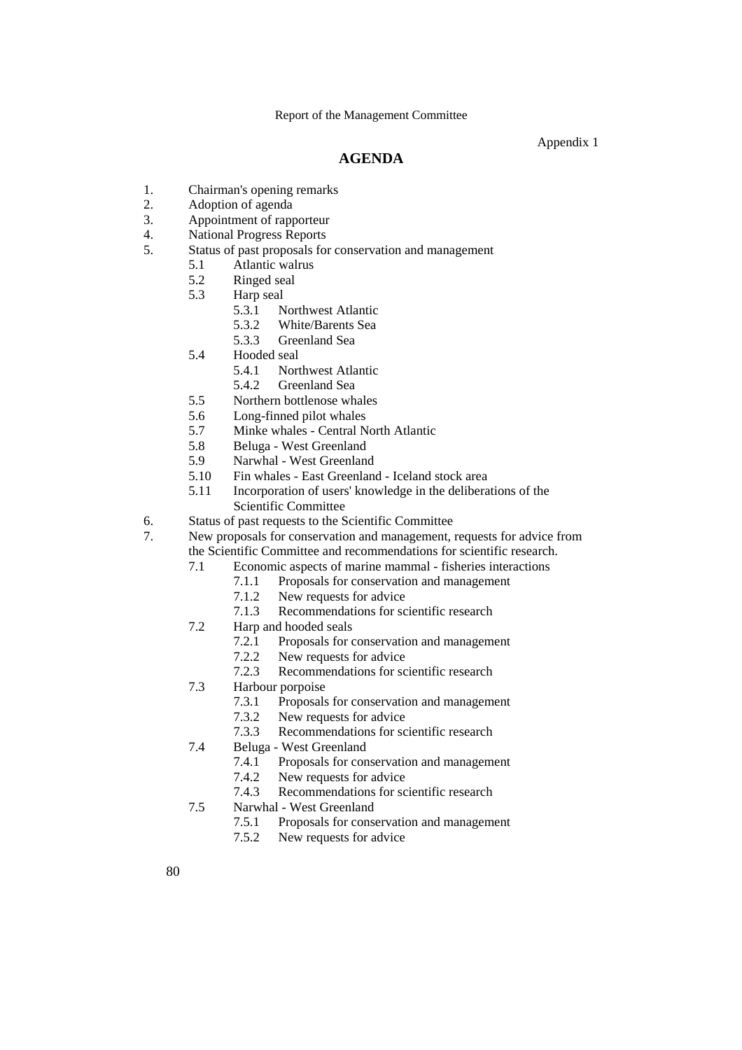Appendix 1

## AGENDA

1. Chairman's opening remarks
2. Adoption of agenda
3. Appointment of rapporteur
4. National Progress Reports
5. Status of past proposals for conservation and management
    - 5.1 Atlantic walrus
    - 5.2 Ringed seal
    - 5.3 Harp seal
        - 5.3.1 Northwest Atlantic
        - 5.3.2 White/Barents Sea
        - 5.3.3 Greenland Sea
    - 5.4 Hooded seal
        - 5.4.1 Northwest Atlantic
        - 5.4.2 Greenland Sea
    - 5.5 Northern bottlenose whales
    - 5.6 Long-finned pilot whales
    - 5.7 Minke whales - Central North Atlantic
    - 5.8 Beluga - West Greenland
    - 5.9 Narwhal - West Greenland
    - 5.10 Fin whales - East Greenland - Iceland stock area
    - 5.11 Incorporation of users' knowledge in the deliberations of the Scientific Committee
6. Status of past requests to the Scientific Committee
7. New proposals for conservation and management, requests for advice from the Scientific Committee and recommendations for scientific research.
    - 7.1 Economic aspects of marine mammal - fisheries interactions
        - 7.1.1 Proposals for conservation and management
        - 7.1.2 New requests for advice
        - 7.1.3 Recommendations for scientific research
    - 7.2 Harp and hooded seals
        - 7.2.1 Proposals for conservation and management
        - 7.2.2 New requests for advice
        - 7.2.3 Recommendations for scientific research
    - 7.3 Harbour porpoise
        - 7.3.1 Proposals for conservation and management
        - 7.3.2 New requests for advice
        - 7.3.3 Recommendations for scientific research
    - 7.4 Beluga - West Greenland
        - 7.4.1 Proposals for conservation and management
        - 7.4.2 New requests for advice
        - 7.4.3 Recommendations for scientific research
    - 7.5 Narwhal - West Greenland
        - 7.5.1 Proposals for conservation and management
        - 7.5.2 New requests for advice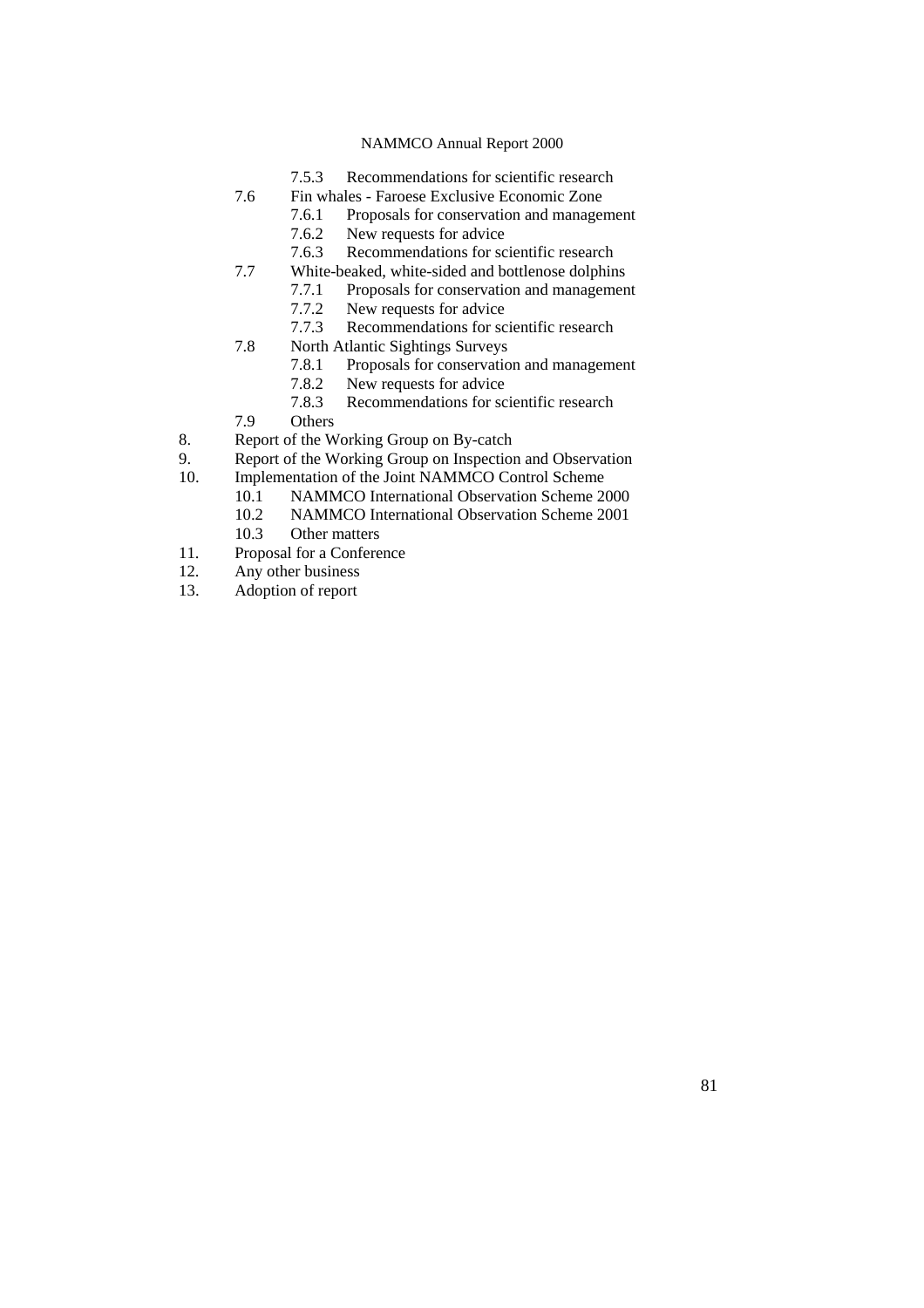- 7.5.3 Recommendations for scientific research
- 7.6 Fin whales - Faroese Exclusive Economic Zone
    - 7.6.1 Proposals for conservation and management
    - 7.6.2 New requests for advice
    - 7.6.3 Recommendations for scientific research
- 7.7 White-beaked, white-sided and bottlenose dolphins
    - 7.7.1 Proposals for conservation and management
    - 7.7.2 New requests for advice
    - 7.7.3 Recommendations for scientific research
- 7.8 North Atlantic Sightings Surveys
    - 7.8.1 Proposals for conservation and management
    - 7.8.2 New requests for advice
    - 7.8.3 Recommendations for scientific research
- 7.9 Others

8. Report of the Working Group on By-catch
9. Report of the Working Group on Inspection and Observation
10. Implementation of the Joint NAMMCO Control Scheme
    - 10.1 NAMMCO International Observation Scheme 2000
    - 10.2 NAMMCO International Observation Scheme 2001
    - 10.3 Other matters
11. Proposal for a Conference
12. Any other business
13. Adoption of report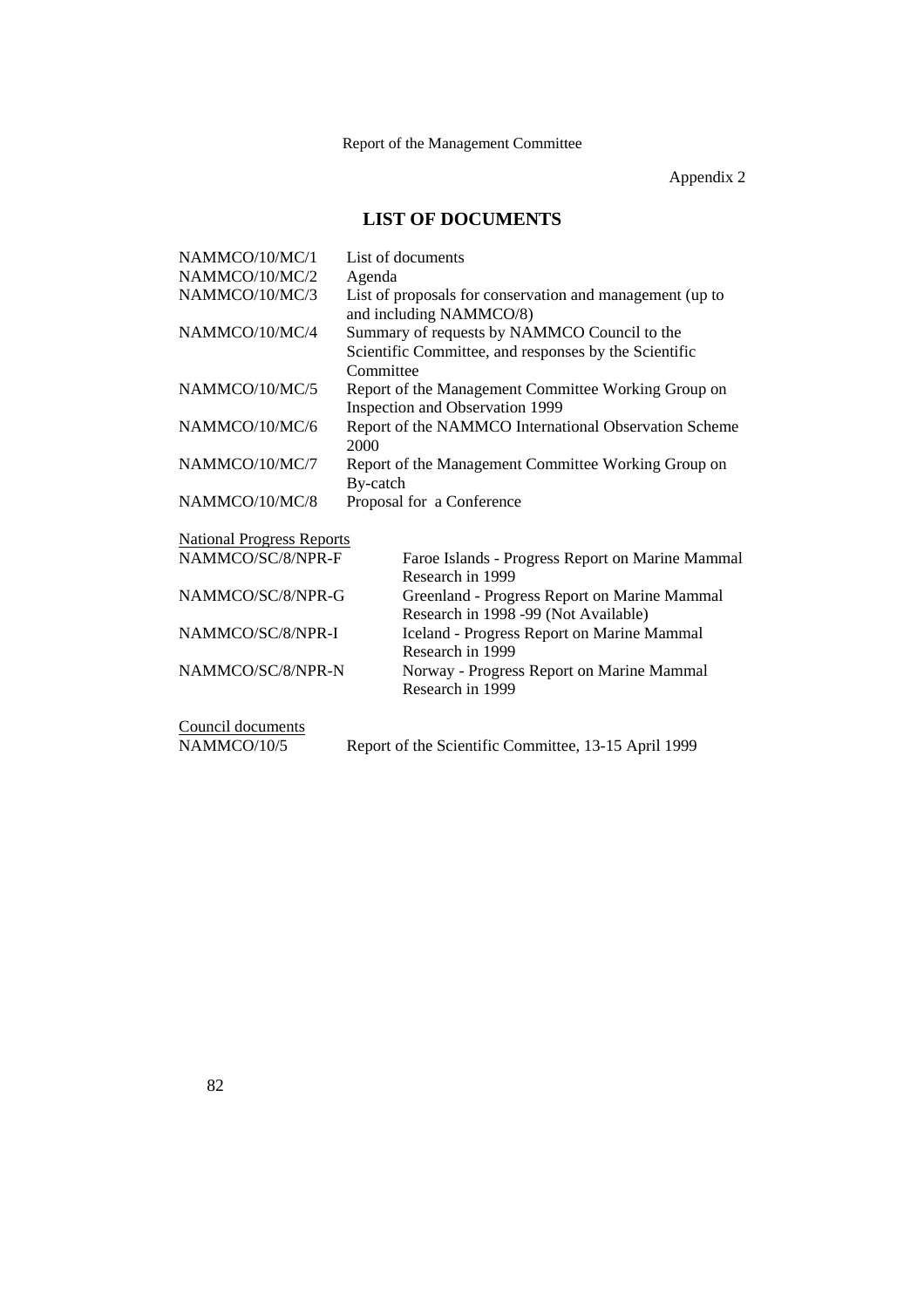Appendix 2

## LIST OF DOCUMENTS

| | |
|---|---|
| NAMMCO/10/MC/1 | List of documents |
| NAMMCO/10/MC/2 | Agenda |
| NAMMCO/10/MC/3 | List of proposals for conservation and management (up to and including NAMMCO/8) |
| NAMMCO/10/MC/4 | Summary of requests by NAMMCO Council to the Scientific Committee, and responses by the Scientific Committee |
| NAMMCO/10/MC/5 | Report of the Management Committee Working Group on Inspection and Observation 1999 |
| NAMMCO/10/MC/6 | Report of the NAMMCO International Observation Scheme 2000 |
| NAMMCO/10/MC/7 | Report of the Management Committee Working Group on By-catch |
| NAMMCO/10/MC/8 | Proposal for a Conference |

<u>National Progress Reports</u>

| | |
|---|---|
| NAMMCO/SC/8/NPR-F | Faroe Islands - Progress Report on Marine Mammal Research in 1999 |
| NAMMCO/SC/8/NPR-G | Greenland - Progress Report on Marine Mammal Research in 1998 -99 (Not Available) |
| NAMMCO/SC/8/NPR-I | Iceland - Progress Report on Marine Mammal Research in 1999 |
| NAMMCO/SC/8/NPR-N | Norway - Progress Report on Marine Mammal Research in 1999 |

<u>Council documents</u>

| | |
|---|---|
| NAMMCO/10/5 | Report of the Scientific Committee, 13-15 April 1999 |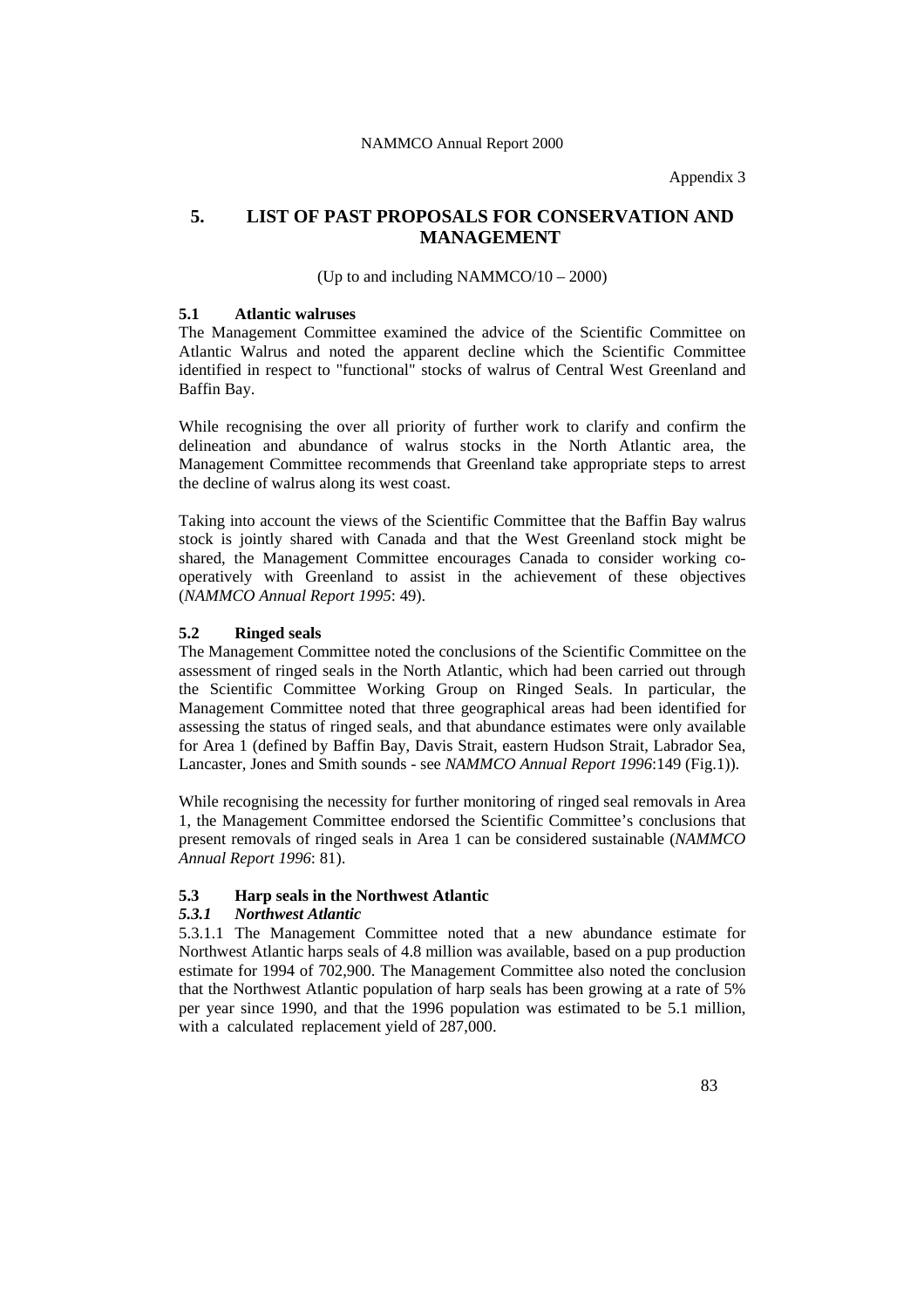Appendix 3

# 5. LIST OF PAST PROPOSALS FOR CONSERVATION AND MANAGEMENT

(Up to and including NAMMCO/10 – 2000)

## 5.1 Atlantic walruses

The Management Committee examined the advice of the Scientific Committee on Atlantic Walrus and noted the apparent decline which the Scientific Committee identified in respect to "functional" stocks of walrus of Central West Greenland and Baffin Bay.

While recognising the over all priority of further work to clarify and confirm the delineation and abundance of walrus stocks in the North Atlantic area, the Management Committee recommends that Greenland take appropriate steps to arrest the decline of walrus along its west coast.

Taking into account the views of the Scientific Committee that the Baffin Bay walrus stock is jointly shared with Canada and that the West Greenland stock might be shared, the Management Committee encourages Canada to consider working co-operatively with Greenland to assist in the achievement of these objectives (*NAMMCO Annual Report 1995*: 49).

## 5.2 Ringed seals

The Management Committee noted the conclusions of the Scientific Committee on the assessment of ringed seals in the North Atlantic, which had been carried out through the Scientific Committee Working Group on Ringed Seals. In particular, the Management Committee noted that three geographical areas had been identified for assessing the status of ringed seals, and that abundance estimates were only available for Area 1 (defined by Baffin Bay, Davis Strait, eastern Hudson Strait, Labrador Sea, Lancaster, Jones and Smith sounds - see *NAMMCO Annual Report 1996*:149 (Fig.1)).

While recognising the necessity for further monitoring of ringed seal removals in Area 1, the Management Committee endorsed the Scientific Committee's conclusions that present removals of ringed seals in Area 1 can be considered sustainable (*NAMMCO Annual Report 1996*: 81).

## 5.3 Harp seals in the Northwest Atlantic

### *5.3.1 Northwest Atlantic*

5.3.1.1 The Management Committee noted that a new abundance estimate for Northwest Atlantic harps seals of 4.8 million was available, based on a pup production estimate for 1994 of 702,900. The Management Committee also noted the conclusion that the Northwest Atlantic population of harp seals has been growing at a rate of 5% per year since 1990, and that the 1996 population was estimated to be 5.1 million, with a calculated replacement yield of 287,000.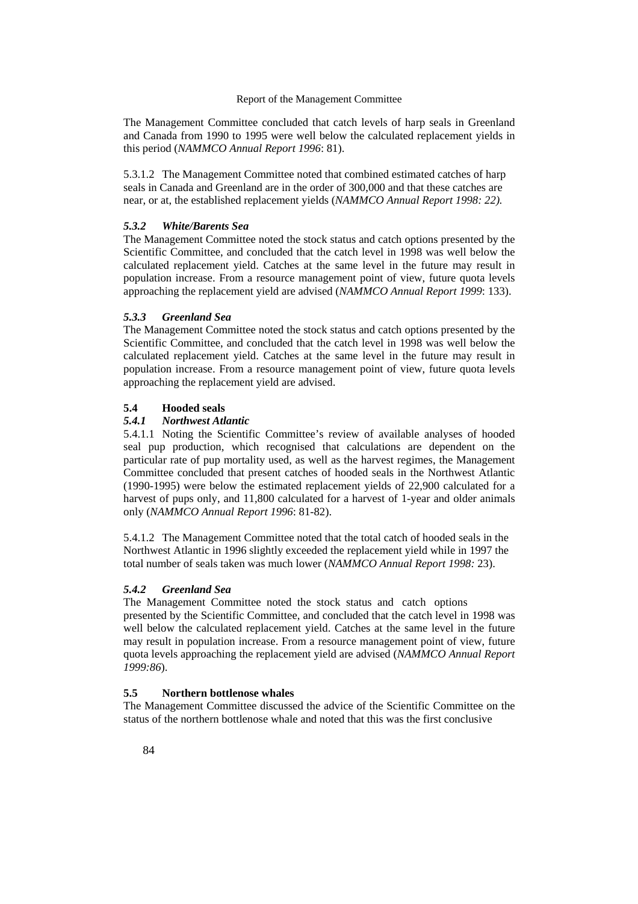The Management Committee concluded that catch levels of harp seals in Greenland and Canada from 1990 to 1995 were well below the calculated replacement yields in this period (*NAMMCO Annual Report 1996*: 81).

5.3.1.2 The Management Committee noted that combined estimated catches of harp seals in Canada and Greenland are in the order of 300,000 and that these catches are near, or at, the established replacement yields (*NAMMCO Annual Report 1998: 22).*

### *5.3.2 White/Barents Sea*

The Management Committee noted the stock status and catch options presented by the Scientific Committee, and concluded that the catch level in 1998 was well below the calculated replacement yield. Catches at the same level in the future may result in population increase. From a resource management point of view, future quota levels approaching the replacement yield are advised (*NAMMCO Annual Report 1999*: 133).

### *5.3.3 Greenland Sea*

The Management Committee noted the stock status and catch options presented by the Scientific Committee, and concluded that the catch level in 1998 was well below the calculated replacement yield. Catches at the same level in the future may result in population increase. From a resource management point of view, future quota levels approaching the replacement yield are advised.

## 5.4 Hooded seals

### *5.4.1 Northwest Atlantic*

5.4.1.1 Noting the Scientific Committee's review of available analyses of hooded seal pup production, which recognised that calculations are dependent on the particular rate of pup mortality used, as well as the harvest regimes, the Management Committee concluded that present catches of hooded seals in the Northwest Atlantic (1990-1995) were below the estimated replacement yields of 22,900 calculated for a harvest of pups only, and 11,800 calculated for a harvest of 1-year and older animals only (*NAMMCO Annual Report 1996*: 81-82).

5.4.1.2 The Management Committee noted that the total catch of hooded seals in the Northwest Atlantic in 1996 slightly exceeded the replacement yield while in 1997 the total number of seals taken was much lower (*NAMMCO Annual Report 1998:* 23).

### *5.4.2 Greenland Sea*

The Management Committee noted the stock status and catch options presented by the Scientific Committee, and concluded that the catch level in 1998 was well below the calculated replacement yield. Catches at the same level in the future may result in population increase. From a resource management point of view, future quota levels approaching the replacement yield are advised (*NAMMCO Annual Report 1999:86*).

## 5.5 Northern bottlenose whales

The Management Committee discussed the advice of the Scientific Committee on the status of the northern bottlenose whale and noted that this was the first conclusive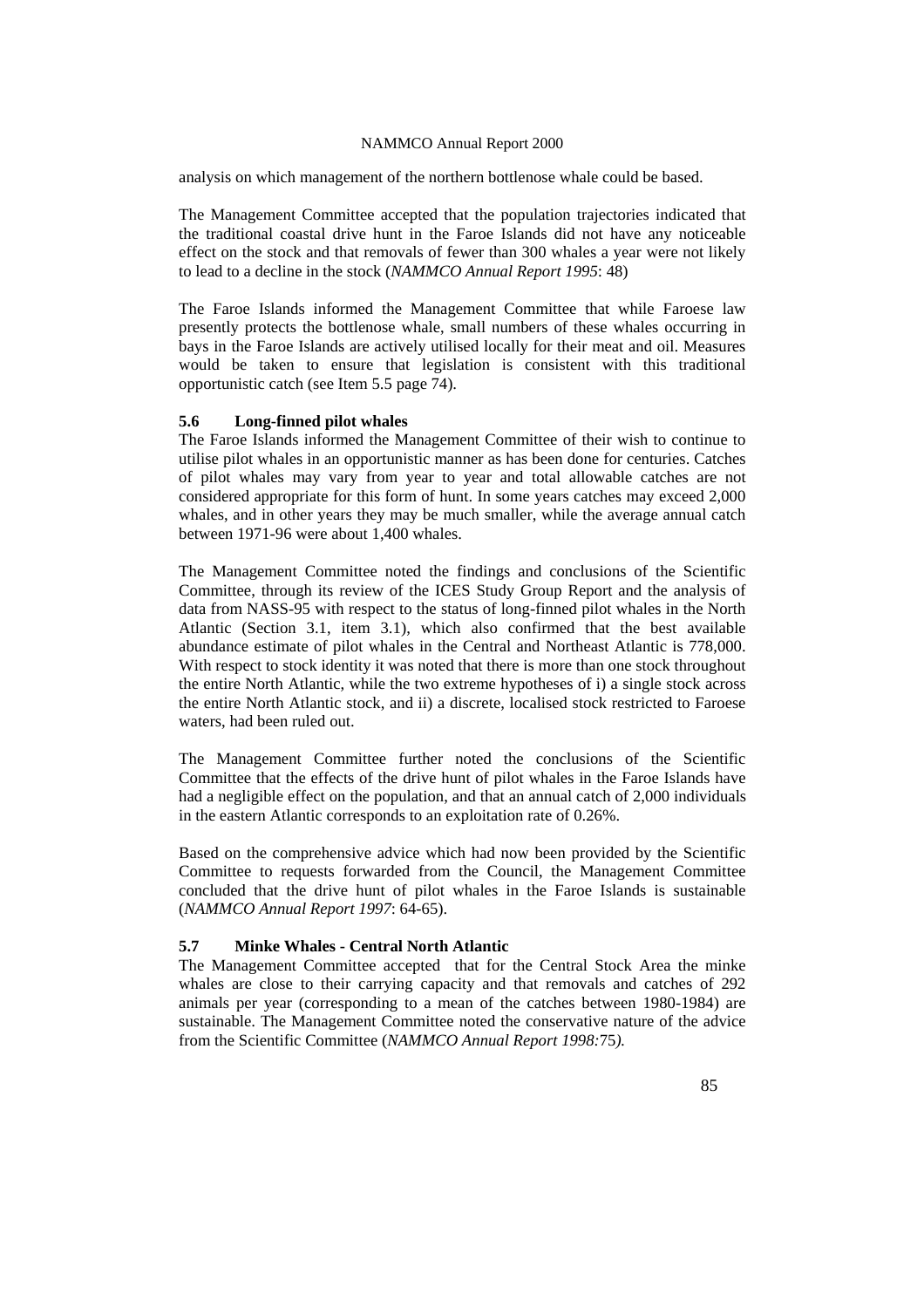analysis on which management of the northern bottlenose whale could be based.

The Management Committee accepted that the population trajectories indicated that the traditional coastal drive hunt in the Faroe Islands did not have any noticeable effect on the stock and that removals of fewer than 300 whales a year were not likely to lead to a decline in the stock (*NAMMCO Annual Report 1995*: 48)

The Faroe Islands informed the Management Committee that while Faroese law presently protects the bottlenose whale, small numbers of these whales occurring in bays in the Faroe Islands are actively utilised locally for their meat and oil. Measures would be taken to ensure that legislation is consistent with this traditional opportunistic catch (see Item 5.5 page 74).

### 5.6 Long-finned pilot whales

The Faroe Islands informed the Management Committee of their wish to continue to utilise pilot whales in an opportunistic manner as has been done for centuries. Catches of pilot whales may vary from year to year and total allowable catches are not considered appropriate for this form of hunt. In some years catches may exceed 2,000 whales, and in other years they may be much smaller, while the average annual catch between 1971-96 were about 1,400 whales.

The Management Committee noted the findings and conclusions of the Scientific Committee, through its review of the ICES Study Group Report and the analysis of data from NASS-95 with respect to the status of long-finned pilot whales in the North Atlantic (Section 3.1, item 3.1), which also confirmed that the best available abundance estimate of pilot whales in the Central and Northeast Atlantic is 778,000. With respect to stock identity it was noted that there is more than one stock throughout the entire North Atlantic, while the two extreme hypotheses of i) a single stock across the entire North Atlantic stock, and ii) a discrete, localised stock restricted to Faroese waters, had been ruled out.

The Management Committee further noted the conclusions of the Scientific Committee that the effects of the drive hunt of pilot whales in the Faroe Islands have had a negligible effect on the population, and that an annual catch of 2,000 individuals in the eastern Atlantic corresponds to an exploitation rate of 0.26%.

Based on the comprehensive advice which had now been provided by the Scientific Committee to requests forwarded from the Council, the Management Committee concluded that the drive hunt of pilot whales in the Faroe Islands is sustainable (*NAMMCO Annual Report 1997*: 64-65).

### 5.7 Minke Whales - Central North Atlantic

The Management Committee accepted that for the Central Stock Area the minke whales are close to their carrying capacity and that removals and catches of 292 animals per year (corresponding to a mean of the catches between 1980-1984) are sustainable. The Management Committee noted the conservative nature of the advice from the Scientific Committee (*NAMMCO Annual Report 1998:*75*).*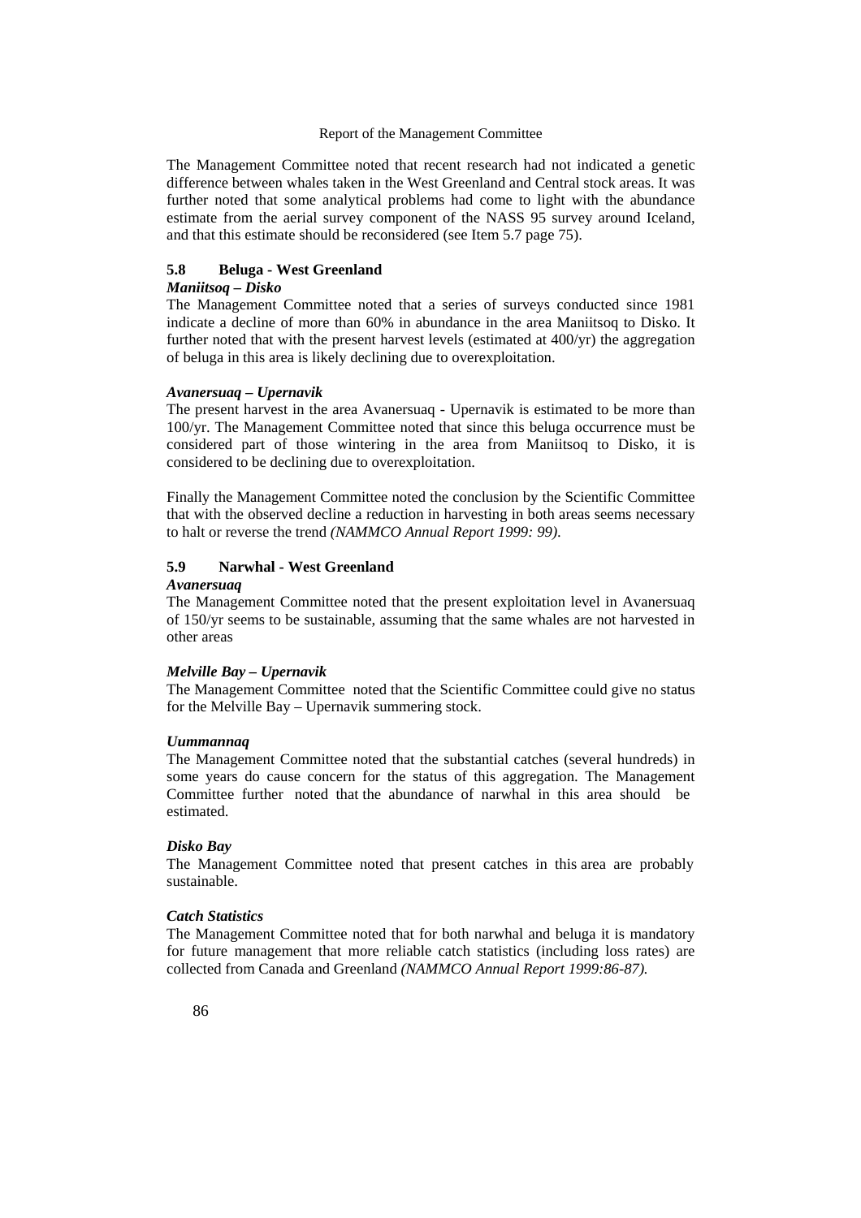The Management Committee noted that recent research had not indicated a genetic difference between whales taken in the West Greenland and Central stock areas. It was further noted that some analytical problems had come to light with the abundance estimate from the aerial survey component of the NASS 95 survey around Iceland, and that this estimate should be reconsidered (see Item 5.7 page 75).

## 5.8 Beluga - West Greenland

***Maniitsoq – Disko***

The Management Committee noted that a series of surveys conducted since 1981 indicate a decline of more than 60% in abundance in the area Maniitsoq to Disko. It further noted that with the present harvest levels (estimated at 400/yr) the aggregation of beluga in this area is likely declining due to overexploitation.

***Avanersuaq – Upernavik***

The present harvest in the area Avanersuaq - Upernavik is estimated to be more than 100/yr. The Management Committee noted that since this beluga occurrence must be considered part of those wintering in the area from Maniitsoq to Disko, it is considered to be declining due to overexploitation.

Finally the Management Committee noted the conclusion by the Scientific Committee that with the observed decline a reduction in harvesting in both areas seems necessary to halt or reverse the trend *(NAMMCO Annual Report 1999: 99)*.

## 5.9 Narwhal - West Greenland

***Avanersuaq***

The Management Committee noted that the present exploitation level in Avanersuaq of 150/yr seems to be sustainable, assuming that the same whales are not harvested in other areas

***Melville Bay – Upernavik***

The Management Committee noted that the Scientific Committee could give no status for the Melville Bay – Upernavik summering stock.

***Uummannaq***

The Management Committee noted that the substantial catches (several hundreds) in some years do cause concern for the status of this aggregation. The Management Committee further noted that the abundance of narwhal in this area should be estimated.

***Disko Bay***

The Management Committee noted that present catches in this area are probably sustainable.

***Catch Statistics***

The Management Committee noted that for both narwhal and beluga it is mandatory for future management that more reliable catch statistics (including loss rates) are collected from Canada and Greenland *(NAMMCO Annual Report 1999:86-87).*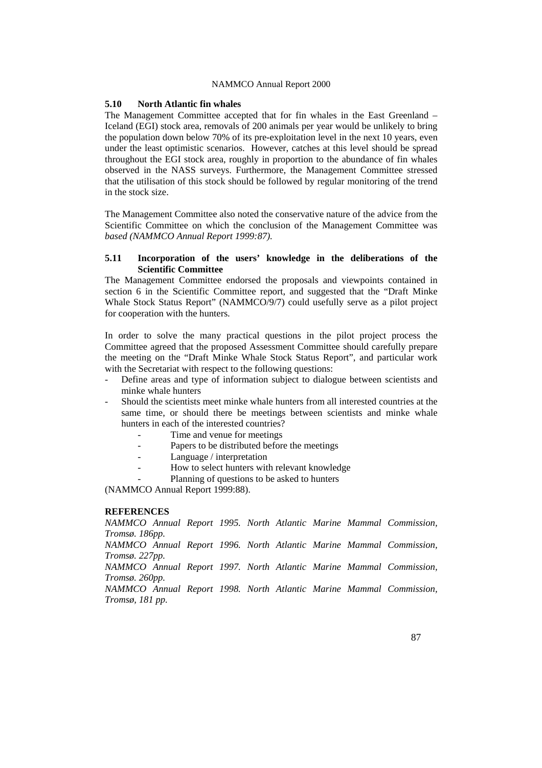### 5.10 North Atlantic fin whales

The Management Committee accepted that for fin whales in the East Greenland – Iceland (EGI) stock area, removals of 200 animals per year would be unlikely to bring the population down below 70% of its pre-exploitation level in the next 10 years, even under the least optimistic scenarios. However, catches at this level should be spread throughout the EGI stock area, roughly in proportion to the abundance of fin whales observed in the NASS surveys. Furthermore, the Management Committee stressed that the utilisation of this stock should be followed by regular monitoring of the trend in the stock size.

The Management Committee also noted the conservative nature of the advice from the Scientific Committee on which the conclusion of the Management Committee was *based (NAMMCO Annual Report 1999:87).*

### 5.11 Incorporation of the users' knowledge in the deliberations of the Scientific Committee

The Management Committee endorsed the proposals and viewpoints contained in section 6 in the Scientific Committee report, and suggested that the "Draft Minke Whale Stock Status Report" (NAMMCO/9/7) could usefully serve as a pilot project for cooperation with the hunters.

In order to solve the many practical questions in the pilot project process the Committee agreed that the proposed Assessment Committee should carefully prepare the meeting on the "Draft Minke Whale Stock Status Report", and particular work with the Secretariat with respect to the following questions:

- Define areas and type of information subject to dialogue between scientists and minke whale hunters
- Should the scientists meet minke whale hunters from all interested countries at the same time, or should there be meetings between scientists and minke whale hunters in each of the interested countries?
  - Time and venue for meetings
  - Papers to be distributed before the meetings
  - Language / interpretation
  - How to select hunters with relevant knowledge
  - Planning of questions to be asked to hunters

(NAMMCO Annual Report 1999:88).

**REFERENCES**

*NAMMCO Annual Report 1995. North Atlantic Marine Mammal Commission, Tromsø. 186pp.*

*NAMMCO Annual Report 1996. North Atlantic Marine Mammal Commission, Tromsø. 227pp.*

*NAMMCO Annual Report 1997. North Atlantic Marine Mammal Commission, Tromsø. 260pp.*

*NAMMCO Annual Report 1998. North Atlantic Marine Mammal Commission, Tromsø, 181 pp.*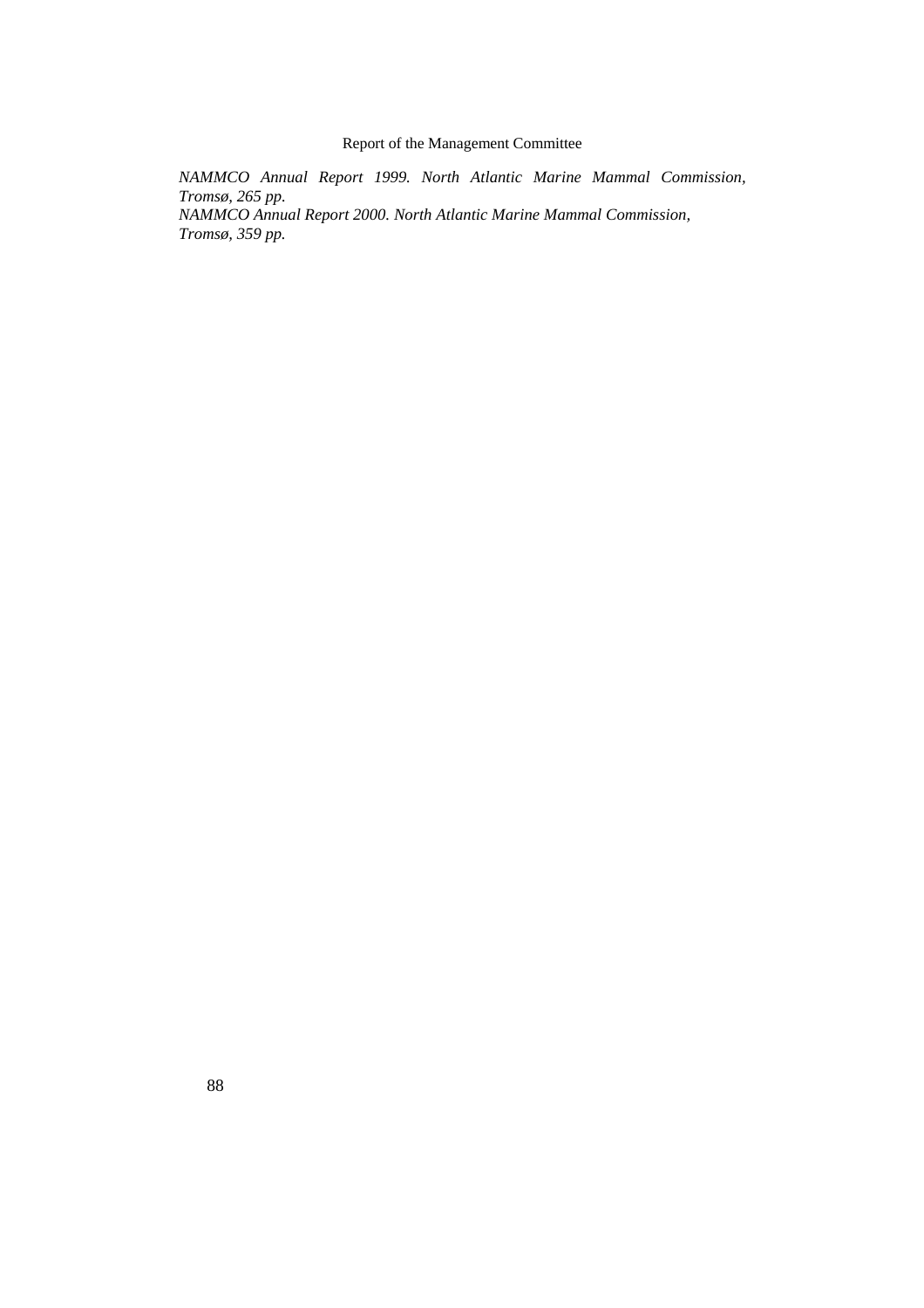*NAMMCO Annual Report 1999. North Atlantic Marine Mammal Commission, Tromsø, 265 pp.*

*NAMMCO Annual Report 2000. North Atlantic Marine Mammal Commission, Tromsø, 359 pp.*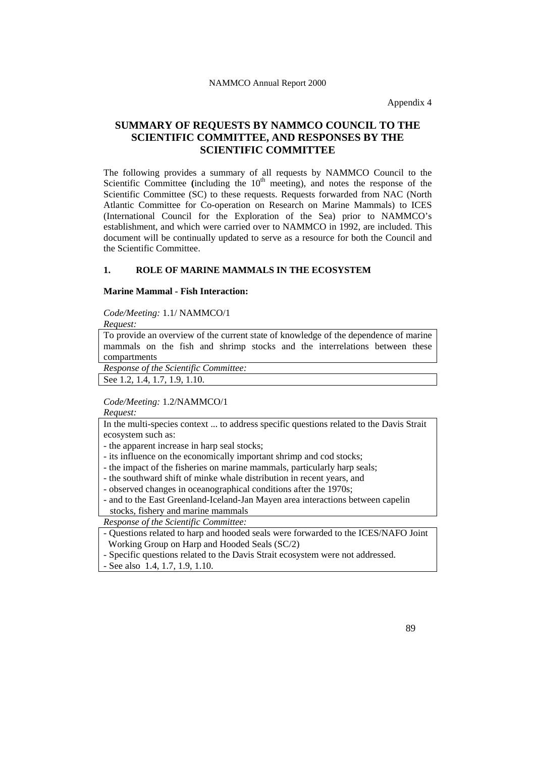Appendix 4

# SUMMARY OF REQUESTS BY NAMMCO COUNCIL TO THE SCIENTIFIC COMMITTEE, AND RESPONSES BY THE SCIENTIFIC COMMITTEE

The following provides a summary of all requests by NAMMCO Council to the Scientific Committee **(**including the 10th meeting), and notes the response of the Scientific Committee (SC) to these requests. Requests forwarded from NAC (North Atlantic Committee for Co-operation on Research on Marine Mammals) to ICES (International Council for the Exploration of the Sea) prior to NAMMCO's establishment, and which were carried over to NAMMCO in 1992, are included. This document will be continually updated to serve as a resource for both the Council and the Scientific Committee.

## 1. ROLE OF MARINE MAMMALS IN THE ECOSYSTEM

### Marine Mammal - Fish Interaction:

*Code/Meeting:* 1.1/ NAMMCO/1

*Request:*

To provide an overview of the current state of knowledge of the dependence of marine mammals on the fish and shrimp stocks and the interrelations between these compartments

*Response of the Scientific Committee:*

See 1.2, 1.4, 1.7, 1.9, 1.10.

*Code/Meeting:* 1.2/NAMMCO/1

*Request:*

In the multi-species context ... to address specific questions related to the Davis Strait ecosystem such as:

- the apparent increase in harp seal stocks;
- its influence on the economically important shrimp and cod stocks;
- the impact of the fisheries on marine mammals, particularly harp seals;
- the southward shift of minke whale distribution in recent years, and
- observed changes in oceanographical conditions after the 1970s;
- and to the East Greenland-Iceland-Jan Mayen area interactions between capelin stocks, fishery and marine mammals

*Response of the Scientific Committee:*

- Questions related to harp and hooded seals were forwarded to the ICES/NAFO Joint Working Group on Harp and Hooded Seals (SC/2)
- Specific questions related to the Davis Strait ecosystem were not addressed.
- See also 1.4, 1.7, 1.9, 1.10.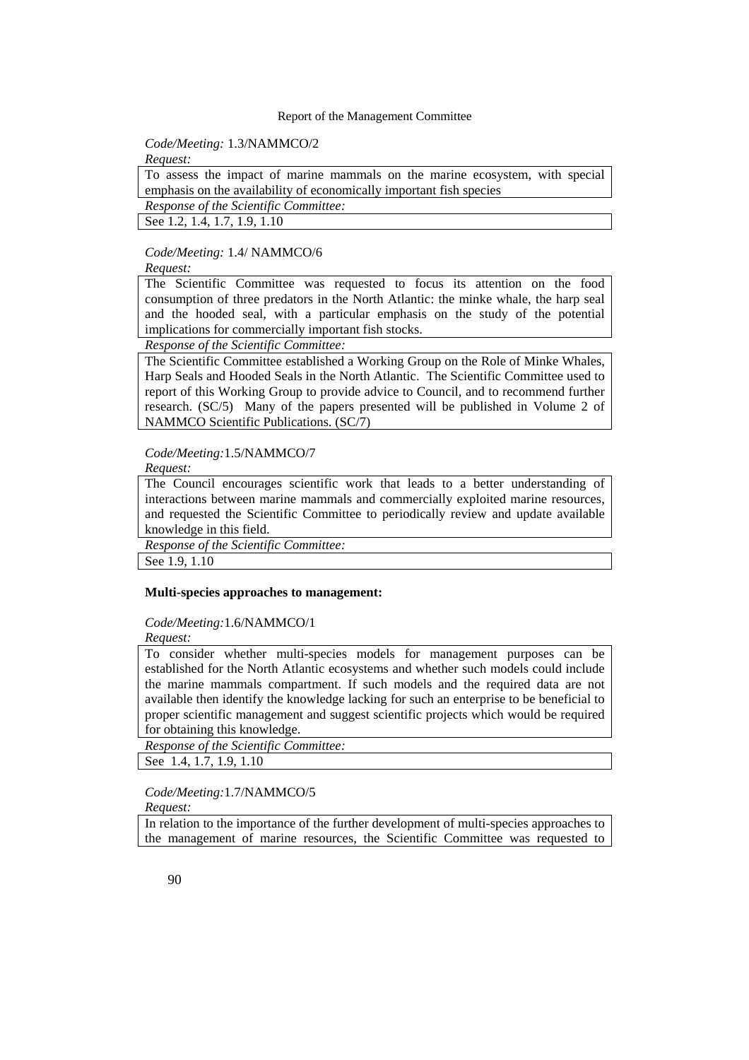*Code/Meeting:* 1.3/NAMMCO/2

*Request:*

To assess the impact of marine mammals on the marine ecosystem, with special emphasis on the availability of economically important fish species

*Response of the Scientific Committee:*

See 1.2, 1.4, 1.7, 1.9, 1.10

*Code/Meeting:* 1.4/ NAMMCO/6

*Request:*

The Scientific Committee was requested to focus its attention on the food consumption of three predators in the North Atlantic: the minke whale, the harp seal and the hooded seal, with a particular emphasis on the study of the potential implications for commercially important fish stocks.

*Response of the Scientific Committee:*

The Scientific Committee established a Working Group on the Role of Minke Whales, Harp Seals and Hooded Seals in the North Atlantic. The Scientific Committee used to report of this Working Group to provide advice to Council, and to recommend further research. (SC/5) Many of the papers presented will be published in Volume 2 of NAMMCO Scientific Publications. (SC/7)

*Code/Meeting:*1.5/NAMMCO/7

*Request:*

The Council encourages scientific work that leads to a better understanding of interactions between marine mammals and commercially exploited marine resources, and requested the Scientific Committee to periodically review and update available knowledge in this field.

*Response of the Scientific Committee:*

See 1.9, 1.10

**Multi-species approaches to management:**

*Code/Meeting:*1.6/NAMMCO/1

*Request:*

To consider whether multi-species models for management purposes can be established for the North Atlantic ecosystems and whether such models could include the marine mammals compartment. If such models and the required data are not available then identify the knowledge lacking for such an enterprise to be beneficial to proper scientific management and suggest scientific projects which would be required for obtaining this knowledge.

*Response of the Scientific Committee:*

See 1.4, 1.7, 1.9, 1.10

*Code/Meeting:*1.7/NAMMCO/5

*Request:*

In relation to the importance of the further development of multi-species approaches to the management of marine resources, the Scientific Committee was requested to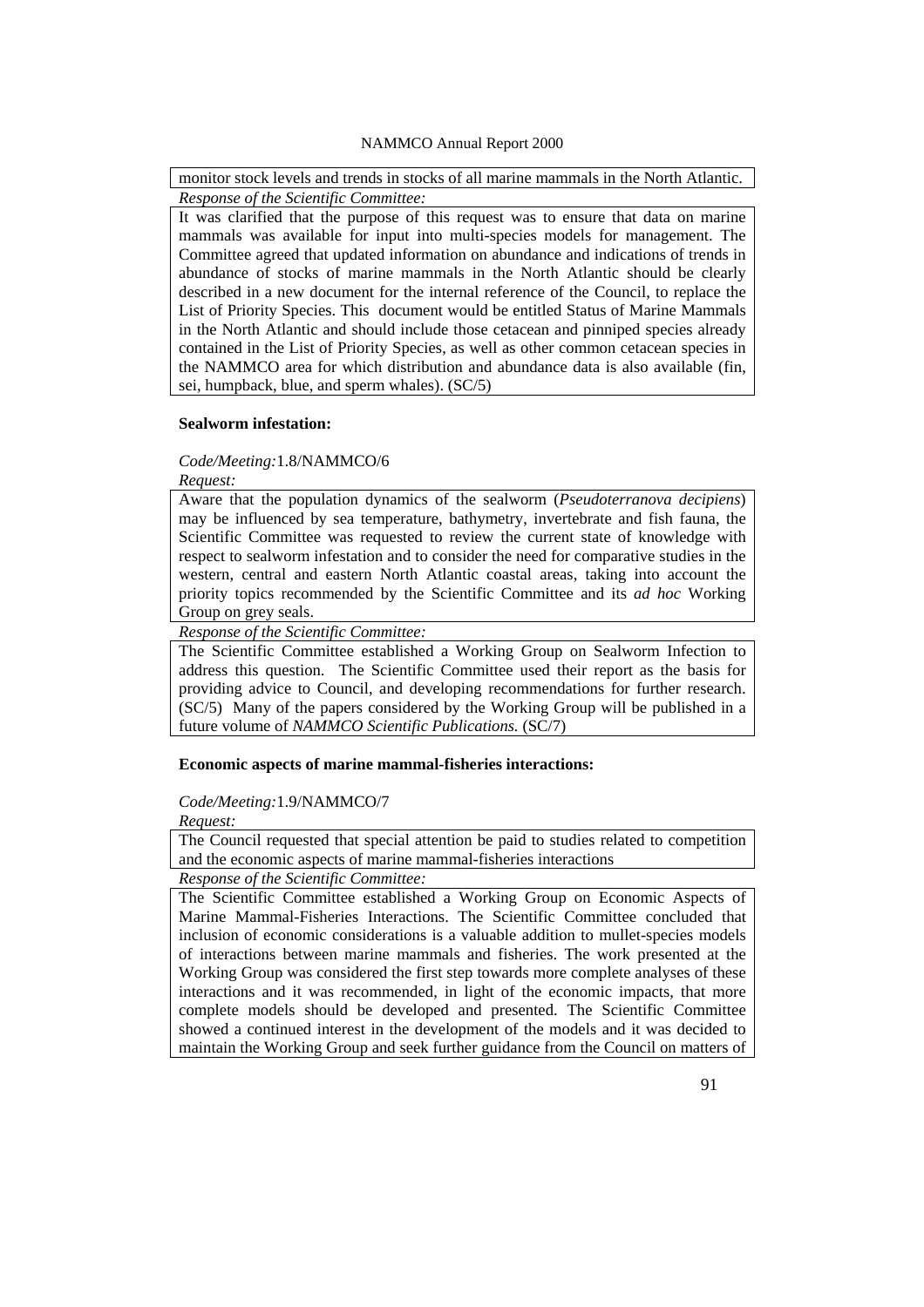monitor stock levels and trends in stocks of all marine mammals in the North Atlantic.

*Response of the Scientific Committee:*

It was clarified that the purpose of this request was to ensure that data on marine mammals was available for input into multi-species models for management. The Committee agreed that updated information on abundance and indications of trends in abundance of stocks of marine mammals in the North Atlantic should be clearly described in a new document for the internal reference of the Council, to replace the List of Priority Species. This document would be entitled Status of Marine Mammals in the North Atlantic and should include those cetacean and pinniped species already contained in the List of Priority Species, as well as other common cetacean species in the NAMMCO area for which distribution and abundance data is also available (fin, sei, humpback, blue, and sperm whales). (SC/5)

**Sealworm infestation:**

*Code/Meeting:*1.8/NAMMCO/6

*Request:*

Aware that the population dynamics of the sealworm (*Pseudoterranova decipiens*) may be influenced by sea temperature, bathymetry, invertebrate and fish fauna, the Scientific Committee was requested to review the current state of knowledge with respect to sealworm infestation and to consider the need for comparative studies in the western, central and eastern North Atlantic coastal areas, taking into account the priority topics recommended by the Scientific Committee and its *ad hoc* Working Group on grey seals.

*Response of the Scientific Committee:*

The Scientific Committee established a Working Group on Sealworm Infection to address this question. The Scientific Committee used their report as the basis for providing advice to Council, and developing recommendations for further research. (SC/5) Many of the papers considered by the Working Group will be published in a future volume of *NAMMCO Scientific Publications.* (SC/7)

**Economic aspects of marine mammal-fisheries interactions:**

*Code/Meeting:*1.9/NAMMCO/7

*Request:*

The Council requested that special attention be paid to studies related to competition and the economic aspects of marine mammal-fisheries interactions

*Response of the Scientific Committee:*

The Scientific Committee established a Working Group on Economic Aspects of Marine Mammal-Fisheries Interactions. The Scientific Committee concluded that inclusion of economic considerations is a valuable addition to mullet-species models of interactions between marine mammals and fisheries. The work presented at the Working Group was considered the first step towards more complete analyses of these interactions and it was recommended, in light of the economic impacts, that more complete models should be developed and presented. The Scientific Committee showed a continued interest in the development of the models and it was decided to maintain the Working Group and seek further guidance from the Council on matters of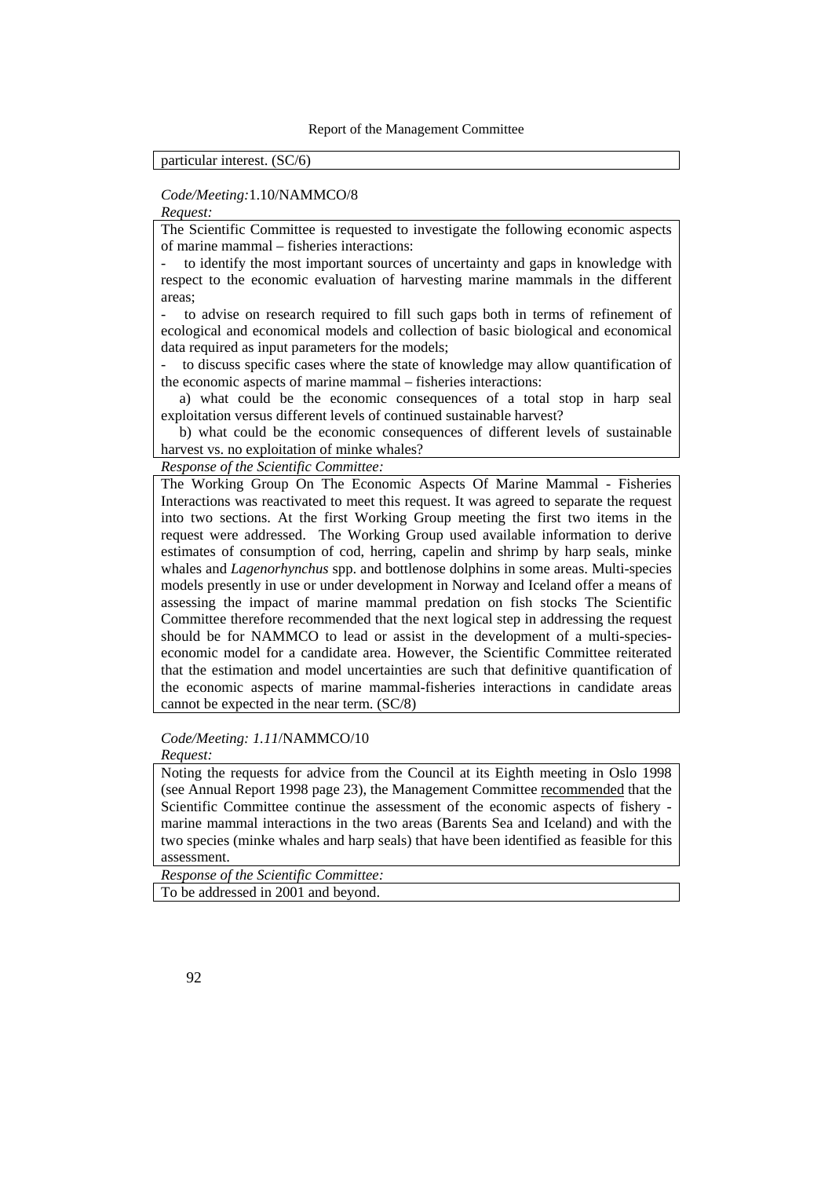particular interest. (SC/6)

*Code/Meeting:*1.10/NAMMCO/8

*Request:*

The Scientific Committee is requested to investigate the following economic aspects of marine mammal – fisheries interactions:

- to identify the most important sources of uncertainty and gaps in knowledge with respect to the economic evaluation of harvesting marine mammals in the different areas;
- to advise on research required to fill such gaps both in terms of refinement of ecological and economical models and collection of basic biological and economical data required as input parameters for the models;
- to discuss specific cases where the state of knowledge may allow quantification of the economic aspects of marine mammal – fisheries interactions:

  a) what could be the economic consequences of a total stop in harp seal exploitation versus different levels of continued sustainable harvest?

  b) what could be the economic consequences of different levels of sustainable harvest vs. no exploitation of minke whales?

*Response of the Scientific Committee:*

The Working Group On The Economic Aspects Of Marine Mammal - Fisheries Interactions was reactivated to meet this request. It was agreed to separate the request into two sections. At the first Working Group meeting the first two items in the request were addressed. The Working Group used available information to derive estimates of consumption of cod, herring, capelin and shrimp by harp seals, minke whales and *Lagenorhynchus* spp. and bottlenose dolphins in some areas. Multi-species models presently in use or under development in Norway and Iceland offer a means of assessing the impact of marine mammal predation on fish stocks The Scientific Committee therefore recommended that the next logical step in addressing the request should be for NAMMCO to lead or assist in the development of a multi-species-economic model for a candidate area. However, the Scientific Committee reiterated that the estimation and model uncertainties are such that definitive quantification of the economic aspects of marine mammal-fisheries interactions in candidate areas cannot be expected in the near term. (SC/8)

*Code/Meeting: 1.11*/NAMMCO/10

*Request:*

Noting the requests for advice from the Council at its Eighth meeting in Oslo 1998 (see Annual Report 1998 page 23), the Management Committee recommended that the Scientific Committee continue the assessment of the economic aspects of fishery - marine mammal interactions in the two areas (Barents Sea and Iceland) and with the two species (minke whales and harp seals) that have been identified as feasible for this assessment.

*Response of the Scientific Committee:*

To be addressed in 2001 and beyond.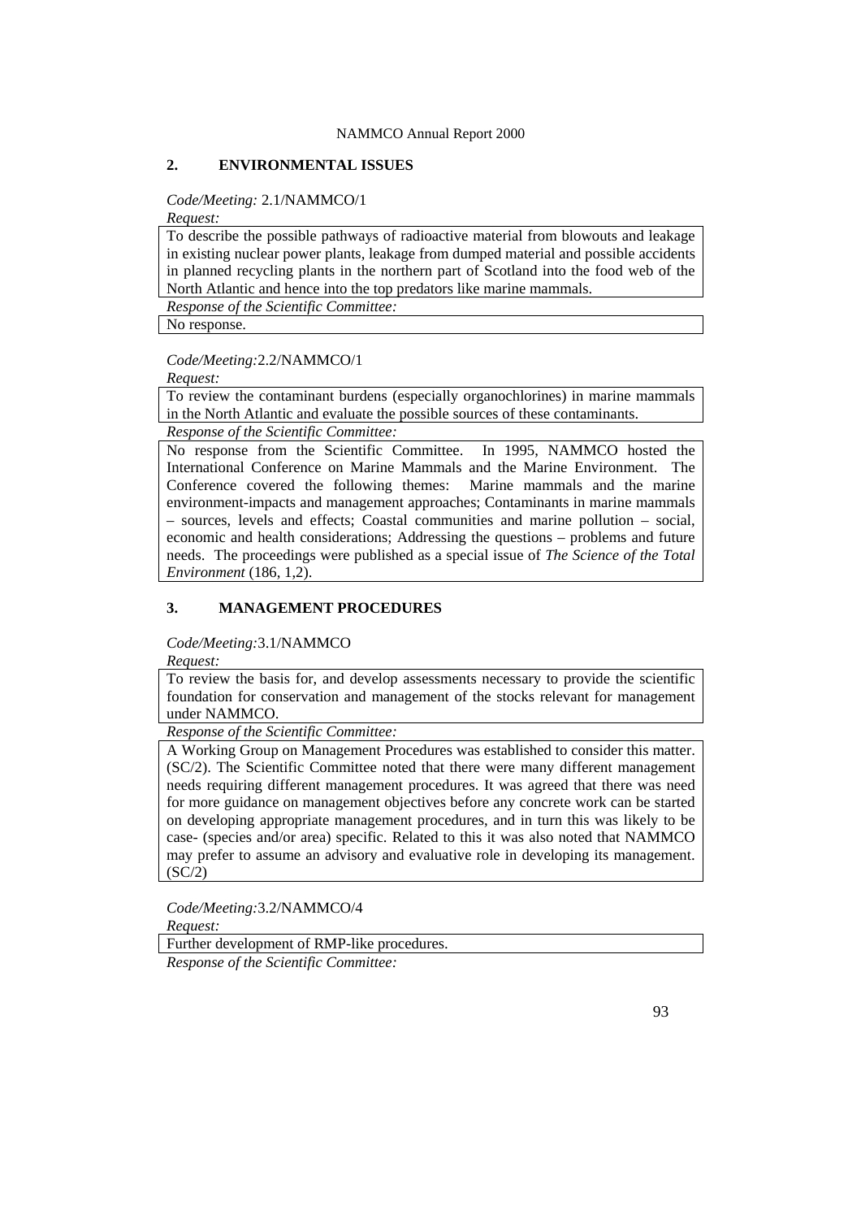## 2. ENVIRONMENTAL ISSUES

*Code/Meeting:* 2.1/NAMMCO/1

*Request:*

To describe the possible pathways of radioactive material from blowouts and leakage in existing nuclear power plants, leakage from dumped material and possible accidents in planned recycling plants in the northern part of Scotland into the food web of the North Atlantic and hence into the top predators like marine mammals.

*Response of the Scientific Committee:*

No response.

*Code/Meeting:*2.2/NAMMCO/1

*Request:*

To review the contaminant burdens (especially organochlorines) in marine mammals in the North Atlantic and evaluate the possible sources of these contaminants.

*Response of the Scientific Committee:*

No response from the Scientific Committee. In 1995, NAMMCO hosted the International Conference on Marine Mammals and the Marine Environment. The Conference covered the following themes: Marine mammals and the marine environment-impacts and management approaches; Contaminants in marine mammals – sources, levels and effects; Coastal communities and marine pollution – social, economic and health considerations; Addressing the questions – problems and future needs. The proceedings were published as a special issue of *The Science of the Total Environment* (186, 1,2).

## 3. MANAGEMENT PROCEDURES

*Code/Meeting:*3.1/NAMMCO

*Request:*

To review the basis for, and develop assessments necessary to provide the scientific foundation for conservation and management of the stocks relevant for management under NAMMCO.

*Response of the Scientific Committee:*

A Working Group on Management Procedures was established to consider this matter. (SC/2). The Scientific Committee noted that there were many different management needs requiring different management procedures. It was agreed that there was need for more guidance on management objectives before any concrete work can be started on developing appropriate management procedures, and in turn this was likely to be case- (species and/or area) specific. Related to this it was also noted that NAMMCO may prefer to assume an advisory and evaluative role in developing its management. (SC/2)

*Code/Meeting:*3.2/NAMMCO/4

*Request:*

Further development of RMP-like procedures.

*Response of the Scientific Committee:*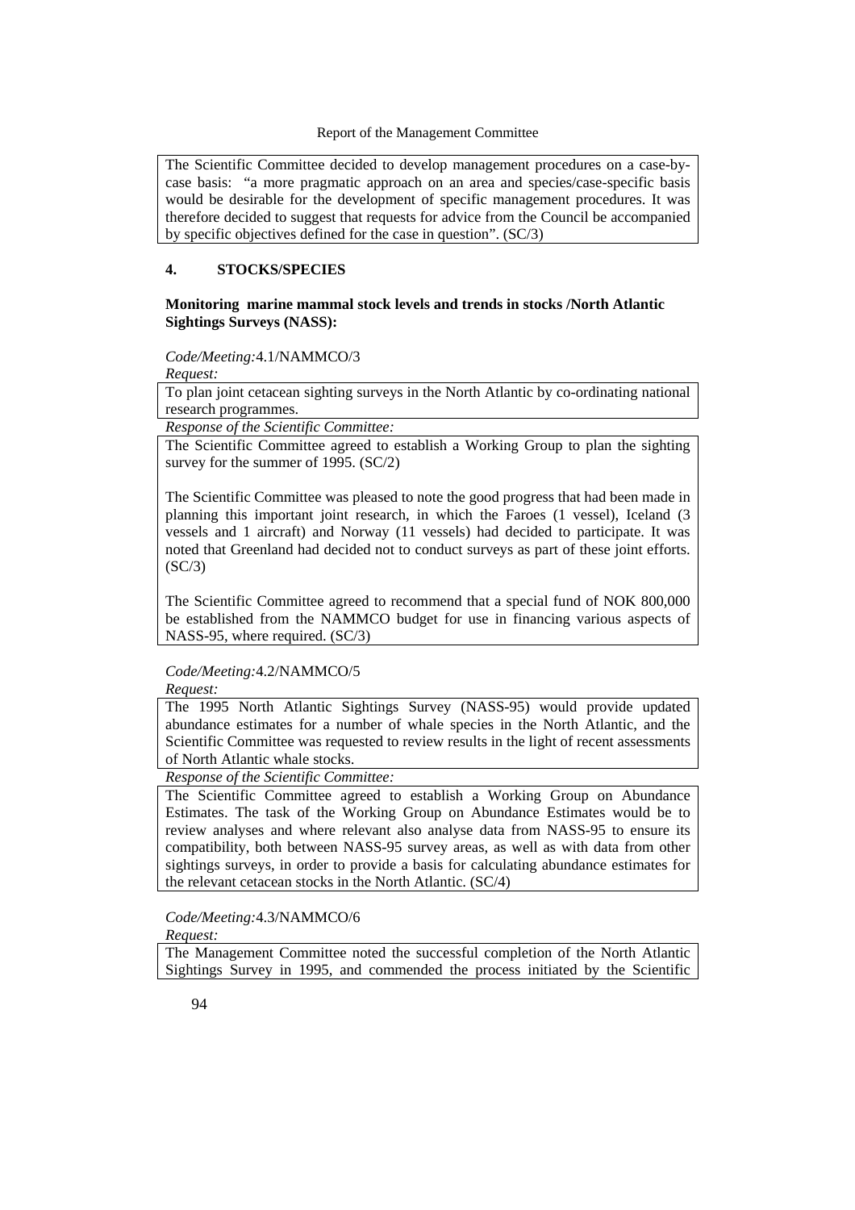The Scientific Committee decided to develop management procedures on a case-by-case basis: "a more pragmatic approach on an area and species/case-specific basis would be desirable for the development of specific management procedures. It was therefore decided to suggest that requests for advice from the Council be accompanied by specific objectives defined for the case in question". (SC/3)

## 4. STOCKS/SPECIES

### Monitoring marine mammal stock levels and trends in stocks /North Atlantic Sightings Surveys (NASS):

*Code/Meeting:* 4.1/NAMMCO/3

*Request:*

To plan joint cetacean sighting surveys in the North Atlantic by co-ordinating national research programmes.

*Response of the Scientific Committee:*

The Scientific Committee agreed to establish a Working Group to plan the sighting survey for the summer of 1995. (SC/2)

The Scientific Committee was pleased to note the good progress that had been made in planning this important joint research, in which the Faroes (1 vessel), Iceland (3 vessels and 1 aircraft) and Norway (11 vessels) had decided to participate. It was noted that Greenland had decided not to conduct surveys as part of these joint efforts. (SC/3)

The Scientific Committee agreed to recommend that a special fund of NOK 800,000 be established from the NAMMCO budget for use in financing various aspects of NASS-95, where required. (SC/3)

*Code/Meeting:* 4.2/NAMMCO/5

*Request:*

The 1995 North Atlantic Sightings Survey (NASS-95) would provide updated abundance estimates for a number of whale species in the North Atlantic, and the Scientific Committee was requested to review results in the light of recent assessments of North Atlantic whale stocks.

*Response of the Scientific Committee:*

The Scientific Committee agreed to establish a Working Group on Abundance Estimates. The task of the Working Group on Abundance Estimates would be to review analyses and where relevant also analyse data from NASS-95 to ensure its compatibility, both between NASS-95 survey areas, as well as with data from other sightings surveys, in order to provide a basis for calculating abundance estimates for the relevant cetacean stocks in the North Atlantic. (SC/4)

*Code/Meeting:* 4.3/NAMMCO/6

*Request:*

The Management Committee noted the successful completion of the North Atlantic Sightings Survey in 1995, and commended the process initiated by the Scientific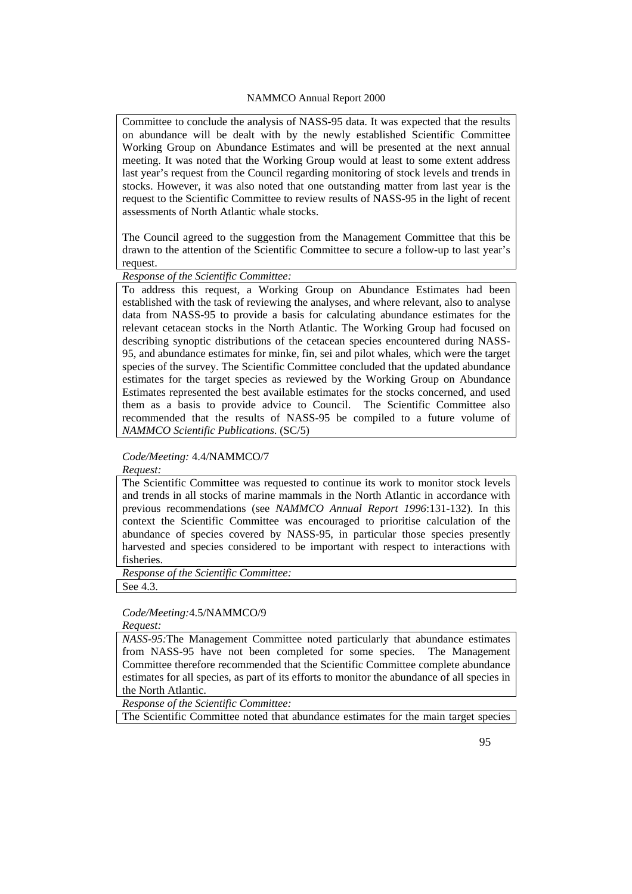Committee to conclude the analysis of NASS-95 data. It was expected that the results on abundance will be dealt with by the newly established Scientific Committee Working Group on Abundance Estimates and will be presented at the next annual meeting. It was noted that the Working Group would at least to some extent address last year's request from the Council regarding monitoring of stock levels and trends in stocks. However, it was also noted that one outstanding matter from last year is the request to the Scientific Committee to review results of NASS-95 in the light of recent assessments of North Atlantic whale stocks.

The Council agreed to the suggestion from the Management Committee that this be drawn to the attention of the Scientific Committee to secure a follow-up to last year's request.

*Response of the Scientific Committee:*

To address this request, a Working Group on Abundance Estimates had been established with the task of reviewing the analyses, and where relevant, also to analyse data from NASS-95 to provide a basis for calculating abundance estimates for the relevant cetacean stocks in the North Atlantic. The Working Group had focused on describing synoptic distributions of the cetacean species encountered during NASS-95, and abundance estimates for minke, fin, sei and pilot whales, which were the target species of the survey. The Scientific Committee concluded that the updated abundance estimates for the target species as reviewed by the Working Group on Abundance Estimates represented the best available estimates for the stocks concerned, and used them as a basis to provide advice to Council. The Scientific Committee also recommended that the results of NASS-95 be compiled to a future volume of *NAMMCO Scientific Publications.* (SC/5)

*Code/Meeting:* 4.4/NAMMCO/7

*Request:*

The Scientific Committee was requested to continue its work to monitor stock levels and trends in all stocks of marine mammals in the North Atlantic in accordance with previous recommendations (see *NAMMCO Annual Report 1996*:131-132). In this context the Scientific Committee was encouraged to prioritise calculation of the abundance of species covered by NASS-95, in particular those species presently harvested and species considered to be important with respect to interactions with fisheries.

*Response of the Scientific Committee:*

See 4.3.

*Code/Meeting:*4.5/NAMMCO/9

*Request:*

*NASS-95:*The Management Committee noted particularly that abundance estimates from NASS-95 have not been completed for some species. The Management Committee therefore recommended that the Scientific Committee complete abundance estimates for all species, as part of its efforts to monitor the abundance of all species in the North Atlantic.

*Response of the Scientific Committee:*

The Scientific Committee noted that abundance estimates for the main target species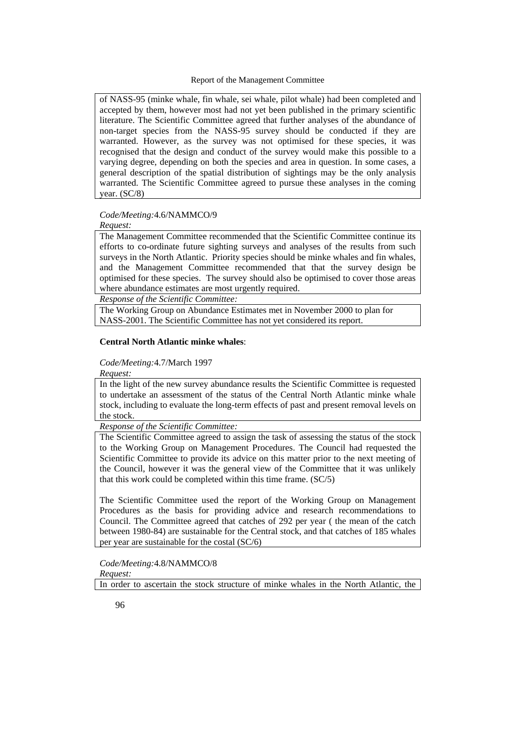of NASS-95 (minke whale, fin whale, sei whale, pilot whale) had been completed and accepted by them, however most had not yet been published in the primary scientific literature. The Scientific Committee agreed that further analyses of the abundance of non-target species from the NASS-95 survey should be conducted if they are warranted. However, as the survey was not optimised for these species, it was recognised that the design and conduct of the survey would make this possible to a varying degree, depending on both the species and area in question. In some cases, a general description of the spatial distribution of sightings may be the only analysis warranted. The Scientific Committee agreed to pursue these analyses in the coming year. (SC/8)

*Code/Meeting:*4.6/NAMMCO/9

*Request:*

The Management Committee recommended that the Scientific Committee continue its efforts to co-ordinate future sighting surveys and analyses of the results from such surveys in the North Atlantic. Priority species should be minke whales and fin whales, and the Management Committee recommended that that the survey design be optimised for these species. The survey should also be optimised to cover those areas where abundance estimates are most urgently required.

*Response of the Scientific Committee:*

The Working Group on Abundance Estimates met in November 2000 to plan for NASS-2001. The Scientific Committee has not yet considered its report.

**Central North Atlantic minke whales**:

*Code/Meeting:*4.7/March 1997

*Request:*

In the light of the new survey abundance results the Scientific Committee is requested to undertake an assessment of the status of the Central North Atlantic minke whale stock, including to evaluate the long-term effects of past and present removal levels on the stock.

*Response of the Scientific Committee:*

The Scientific Committee agreed to assign the task of assessing the status of the stock to the Working Group on Management Procedures. The Council had requested the Scientific Committee to provide its advice on this matter prior to the next meeting of the Council, however it was the general view of the Committee that it was unlikely that this work could be completed within this time frame. (SC/5)

The Scientific Committee used the report of the Working Group on Management Procedures as the basis for providing advice and research recommendations to Council. The Committee agreed that catches of 292 per year ( the mean of the catch between 1980-84) are sustainable for the Central stock, and that catches of 185 whales per year are sustainable for the costal (SC/6)

*Code/Meeting:*4.8/NAMMCO/8

*Request:*

In order to ascertain the stock structure of minke whales in the North Atlantic, the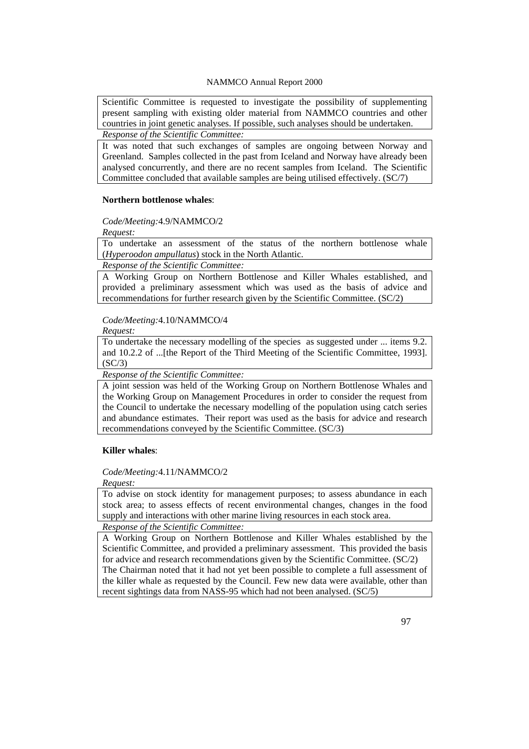Scientific Committee is requested to investigate the possibility of supplementing present sampling with existing older material from NAMMCO countries and other countries in joint genetic analyses. If possible, such analyses should be undertaken.

*Response of the Scientific Committee:*

It was noted that such exchanges of samples are ongoing between Norway and Greenland. Samples collected in the past from Iceland and Norway have already been analysed concurrently, and there are no recent samples from Iceland. The Scientific Committee concluded that available samples are being utilised effectively. (SC/7)

**Northern bottlenose whales**:

*Code/Meeting:* 4.9/NAMMCO/2

*Request:*

To undertake an assessment of the status of the northern bottlenose whale (*Hyperoodon ampullatus*) stock in the North Atlantic.

*Response of the Scientific Committee:*

A Working Group on Northern Bottlenose and Killer Whales established, and provided a preliminary assessment which was used as the basis of advice and recommendations for further research given by the Scientific Committee. (SC/2)

*Code/Meeting:* 4.10/NAMMCO/4

*Request:*

To undertake the necessary modelling of the species as suggested under ... items 9.2. and 10.2.2 of ...[the Report of the Third Meeting of the Scientific Committee, 1993]. (SC/3)

*Response of the Scientific Committee:*

A joint session was held of the Working Group on Northern Bottlenose Whales and the Working Group on Management Procedures in order to consider the request from the Council to undertake the necessary modelling of the population using catch series and abundance estimates. Their report was used as the basis for advice and research recommendations conveyed by the Scientific Committee. (SC/3)

**Killer whales**:

*Code/Meeting:* 4.11/NAMMCO/2

*Request:*

To advise on stock identity for management purposes; to assess abundance in each stock area; to assess effects of recent environmental changes, changes in the food supply and interactions with other marine living resources in each stock area.

*Response of the Scientific Committee:*

A Working Group on Northern Bottlenose and Killer Whales established by the Scientific Committee, and provided a preliminary assessment. This provided the basis for advice and research recommendations given by the Scientific Committee. (SC/2)
The Chairman noted that it had not yet been possible to complete a full assessment of the killer whale as requested by the Council. Few new data were available, other than recent sightings data from NASS-95 which had not been analysed. (SC/5)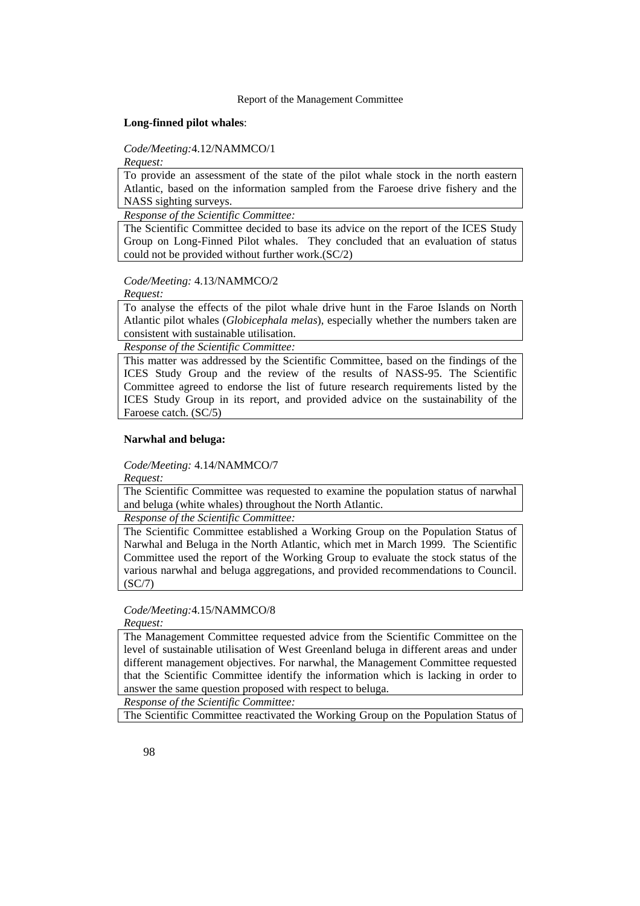**Long-finned pilot whales**:

*Code/Meeting:*4.12/NAMMCO/1

*Request:*

To provide an assessment of the state of the pilot whale stock in the north eastern Atlantic, based on the information sampled from the Faroese drive fishery and the NASS sighting surveys.

*Response of the Scientific Committee:*

The Scientific Committee decided to base its advice on the report of the ICES Study Group on Long-Finned Pilot whales. They concluded that an evaluation of status could not be provided without further work.(SC/2)

*Code/Meeting:* 4.13/NAMMCO/2

*Request:*

To analyse the effects of the pilot whale drive hunt in the Faroe Islands on North Atlantic pilot whales (*Globicephala melas*), especially whether the numbers taken are consistent with sustainable utilisation.

*Response of the Scientific Committee:*

This matter was addressed by the Scientific Committee, based on the findings of the ICES Study Group and the review of the results of NASS-95. The Scientific Committee agreed to endorse the list of future research requirements listed by the ICES Study Group in its report, and provided advice on the sustainability of the Faroese catch. (SC/5)

**Narwhal and beluga:**

*Code/Meeting:* 4.14/NAMMCO/7

*Request:*

The Scientific Committee was requested to examine the population status of narwhal and beluga (white whales) throughout the North Atlantic.

*Response of the Scientific Committee:*

The Scientific Committee established a Working Group on the Population Status of Narwhal and Beluga in the North Atlantic, which met in March 1999. The Scientific Committee used the report of the Working Group to evaluate the stock status of the various narwhal and beluga aggregations, and provided recommendations to Council. (SC/7)

*Code/Meeting:*4.15/NAMMCO/8

*Request:*

The Management Committee requested advice from the Scientific Committee on the level of sustainable utilisation of West Greenland beluga in different areas and under different management objectives. For narwhal, the Management Committee requested that the Scientific Committee identify the information which is lacking in order to answer the same question proposed with respect to beluga.

*Response of the Scientific Committee:*

The Scientific Committee reactivated the Working Group on the Population Status of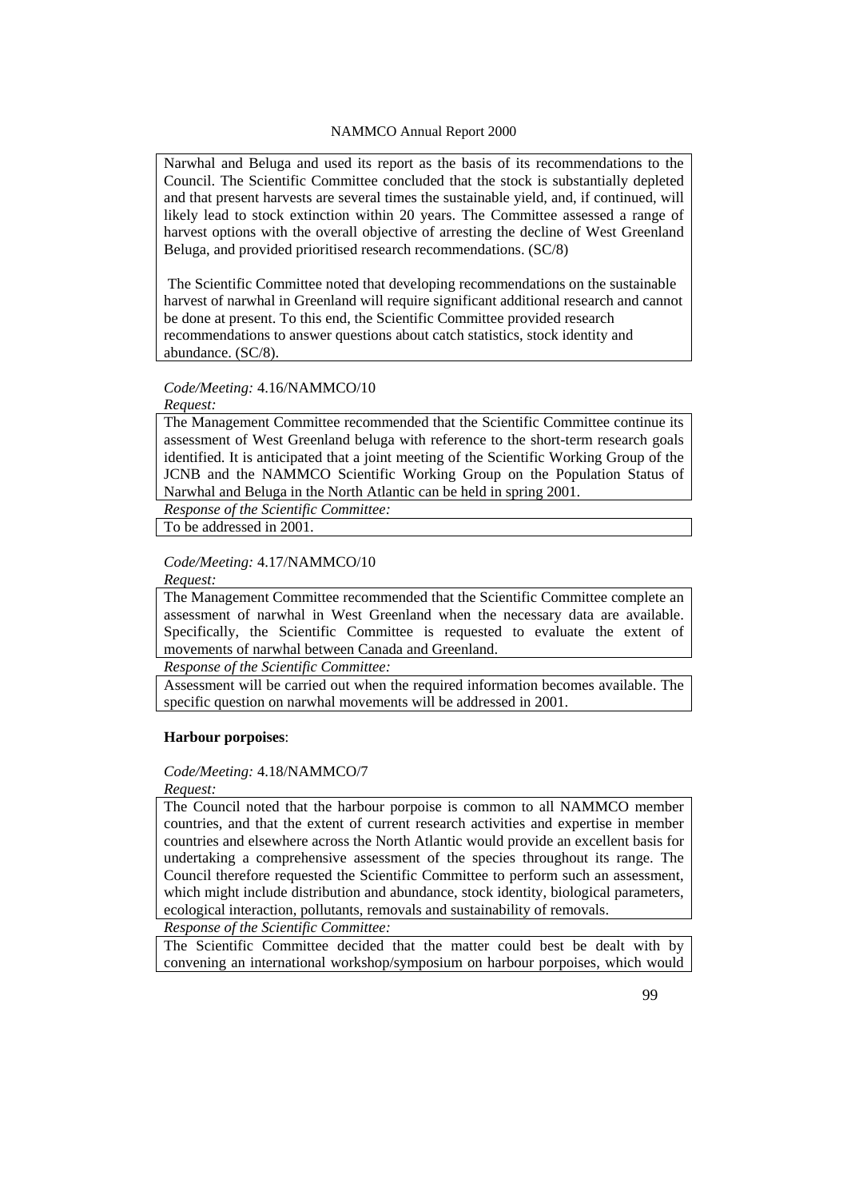Narwhal and Beluga and used its report as the basis of its recommendations to the Council. The Scientific Committee concluded that the stock is substantially depleted and that present harvests are several times the sustainable yield, and, if continued, will likely lead to stock extinction within 20 years. The Committee assessed a range of harvest options with the overall objective of arresting the decline of West Greenland Beluga, and provided prioritised research recommendations. (SC/8)

The Scientific Committee noted that developing recommendations on the sustainable harvest of narwhal in Greenland will require significant additional research and cannot be done at present. To this end, the Scientific Committee provided research recommendations to answer questions about catch statistics, stock identity and abundance. (SC/8).

*Code/Meeting:* 4.16/NAMMCO/10

*Request:*

The Management Committee recommended that the Scientific Committee continue its assessment of West Greenland beluga with reference to the short-term research goals identified. It is anticipated that a joint meeting of the Scientific Working Group of the JCNB and the NAMMCO Scientific Working Group on the Population Status of Narwhal and Beluga in the North Atlantic can be held in spring 2001.

*Response of the Scientific Committee:*

To be addressed in 2001.

*Code/Meeting:* 4.17/NAMMCO/10

*Request:*

The Management Committee recommended that the Scientific Committee complete an assessment of narwhal in West Greenland when the necessary data are available. Specifically, the Scientific Committee is requested to evaluate the extent of movements of narwhal between Canada and Greenland.

*Response of the Scientific Committee:*

Assessment will be carried out when the required information becomes available. The specific question on narwhal movements will be addressed in 2001.

**Harbour porpoises**:

*Code/Meeting:* 4.18/NAMMCO/7

*Request:*

The Council noted that the harbour porpoise is common to all NAMMCO member countries, and that the extent of current research activities and expertise in member countries and elsewhere across the North Atlantic would provide an excellent basis for undertaking a comprehensive assessment of the species throughout its range. The Council therefore requested the Scientific Committee to perform such an assessment, which might include distribution and abundance, stock identity, biological parameters, ecological interaction, pollutants, removals and sustainability of removals.

*Response of the Scientific Committee:*

The Scientific Committee decided that the matter could best be dealt with by convening an international workshop/symposium on harbour porpoises, which would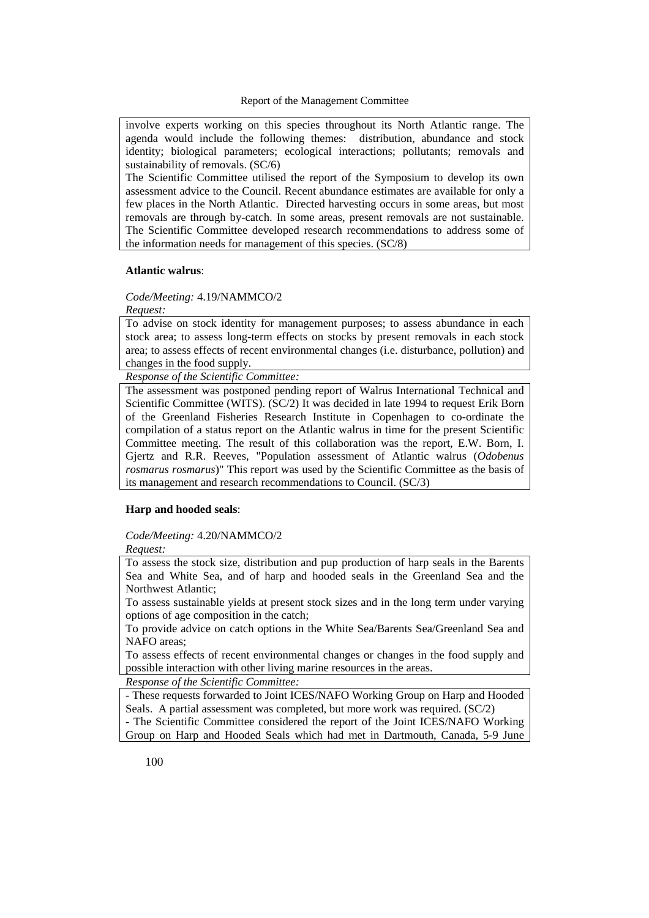involve experts working on this species throughout its North Atlantic range. The agenda would include the following themes: distribution, abundance and stock identity; biological parameters; ecological interactions; pollutants; removals and sustainability of removals. (SC/6)

The Scientific Committee utilised the report of the Symposium to develop its own assessment advice to the Council. Recent abundance estimates are available for only a few places in the North Atlantic. Directed harvesting occurs in some areas, but most removals are through by-catch. In some areas, present removals are not sustainable. The Scientific Committee developed research recommendations to address some of the information needs for management of this species. (SC/8)

**Atlantic walrus**:

*Code/Meeting:* 4.19/NAMMCO/2

*Request:*

To advise on stock identity for management purposes; to assess abundance in each stock area; to assess long-term effects on stocks by present removals in each stock area; to assess effects of recent environmental changes (i.e. disturbance, pollution) and changes in the food supply.

*Response of the Scientific Committee:*

The assessment was postponed pending report of Walrus International Technical and Scientific Committee (WITS). (SC/2) It was decided in late 1994 to request Erik Born of the Greenland Fisheries Research Institute in Copenhagen to co-ordinate the compilation of a status report on the Atlantic walrus in time for the present Scientific Committee meeting. The result of this collaboration was the report, E.W. Born, I. Gjertz and R.R. Reeves, "Population assessment of Atlantic walrus (*Odobenus rosmarus rosmarus*)" This report was used by the Scientific Committee as the basis of its management and research recommendations to Council. (SC/3)

**Harp and hooded seals**:

*Code/Meeting:* 4.20/NAMMCO/2

*Request:*

To assess the stock size, distribution and pup production of harp seals in the Barents Sea and White Sea, and of harp and hooded seals in the Greenland Sea and the Northwest Atlantic;

To assess sustainable yields at present stock sizes and in the long term under varying options of age composition in the catch;

To provide advice on catch options in the White Sea/Barents Sea/Greenland Sea and NAFO areas;

To assess effects of recent environmental changes or changes in the food supply and possible interaction with other living marine resources in the areas.

*Response of the Scientific Committee:*

- These requests forwarded to Joint ICES/NAFO Working Group on Harp and Hooded Seals. A partial assessment was completed, but more work was required. (SC/2)
- The Scientific Committee considered the report of the Joint ICES/NAFO Working Group on Harp and Hooded Seals which had met in Dartmouth, Canada, 5-9 June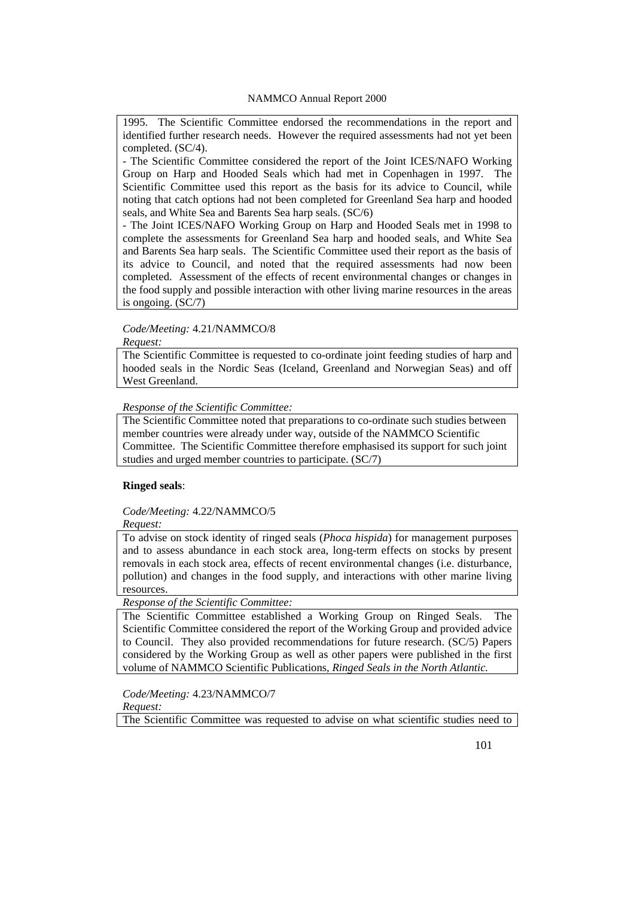1995. The Scientific Committee endorsed the recommendations in the report and identified further research needs. However the required assessments had not yet been completed. (SC/4).

- The Scientific Committee considered the report of the Joint ICES/NAFO Working Group on Harp and Hooded Seals which had met in Copenhagen in 1997. The Scientific Committee used this report as the basis for its advice to Council, while noting that catch options had not been completed for Greenland Sea harp and hooded seals, and White Sea and Barents Sea harp seals. (SC/6)
- The Joint ICES/NAFO Working Group on Harp and Hooded Seals met in 1998 to complete the assessments for Greenland Sea harp and hooded seals, and White Sea and Barents Sea harp seals. The Scientific Committee used their report as the basis of its advice to Council, and noted that the required assessments had now been completed. Assessment of the effects of recent environmental changes or changes in the food supply and possible interaction with other living marine resources in the areas is ongoing. (SC/7)

*Code/Meeting:* 4.21/NAMMCO/8

*Request:*

The Scientific Committee is requested to co-ordinate joint feeding studies of harp and hooded seals in the Nordic Seas (Iceland, Greenland and Norwegian Seas) and off West Greenland.

*Response of the Scientific Committee:*

The Scientific Committee noted that preparations to co-ordinate such studies between member countries were already under way, outside of the NAMMCO Scientific Committee. The Scientific Committee therefore emphasised its support for such joint studies and urged member countries to participate. (SC/7)

**Ringed seals**:

*Code/Meeting:* 4.22/NAMMCO/5

*Request:*

To advise on stock identity of ringed seals (*Phoca hispida*) for management purposes and to assess abundance in each stock area, long-term effects on stocks by present removals in each stock area, effects of recent environmental changes (i.e. disturbance, pollution) and changes in the food supply, and interactions with other marine living resources.

*Response of the Scientific Committee:*

The Scientific Committee established a Working Group on Ringed Seals. The Scientific Committee considered the report of the Working Group and provided advice to Council. They also provided recommendations for future research. (SC/5) Papers considered by the Working Group as well as other papers were published in the first volume of NAMMCO Scientific Publications, *Ringed Seals in the North Atlantic.*

*Code/Meeting:* 4.23/NAMMCO/7

*Request:*

The Scientific Committee was requested to advise on what scientific studies need to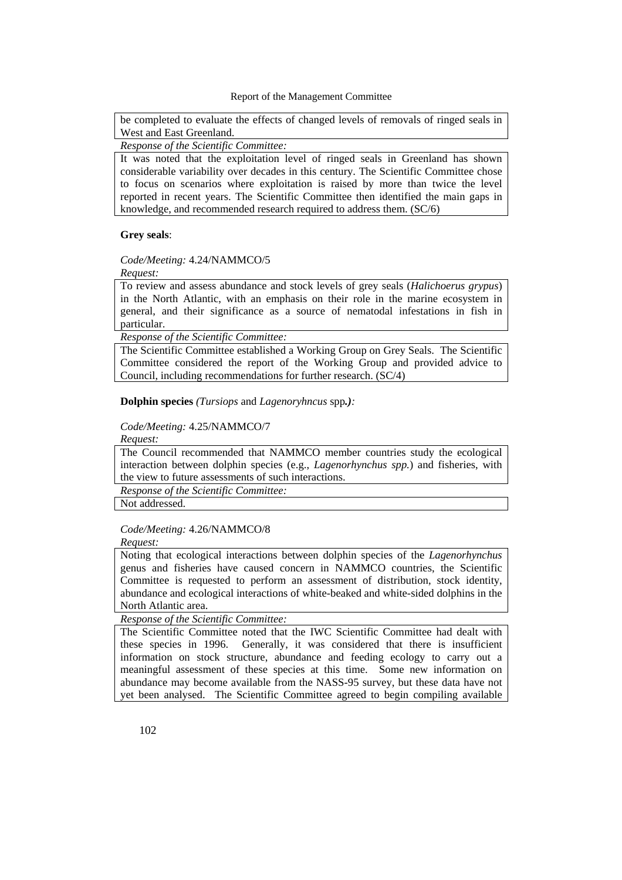be completed to evaluate the effects of changed levels of removals of ringed seals in West and East Greenland.

*Response of the Scientific Committee:*

It was noted that the exploitation level of ringed seals in Greenland has shown considerable variability over decades in this century. The Scientific Committee chose to focus on scenarios where exploitation is raised by more than twice the level reported in recent years. The Scientific Committee then identified the main gaps in knowledge, and recommended research required to address them. (SC/6)

**Grey seals**:

*Code/Meeting:* 4.24/NAMMCO/5

*Request:*

To review and assess abundance and stock levels of grey seals (*Halichoerus grypus*) in the North Atlantic, with an emphasis on their role in the marine ecosystem in general, and their significance as a source of nematodal infestations in fish in particular.

*Response of the Scientific Committee:*

The Scientific Committee established a Working Group on Grey Seals. The Scientific Committee considered the report of the Working Group and provided advice to Council, including recommendations for further research. (SC/4)

**Dolphin species** *(Tursiops* and *Lagenoryhncus* spp*.):*

*Code/Meeting:* 4.25/NAMMCO/7

*Request:*

The Council recommended that NAMMCO member countries study the ecological interaction between dolphin species (e.g., *Lagenorhynchus spp.*) and fisheries, with the view to future assessments of such interactions.

*Response of the Scientific Committee:*

Not addressed.

*Code/Meeting:* 4.26/NAMMCO/8

*Request:*

Noting that ecological interactions between dolphin species of the *Lagenorhynchus* genus and fisheries have caused concern in NAMMCO countries, the Scientific Committee is requested to perform an assessment of distribution, stock identity, abundance and ecological interactions of white-beaked and white-sided dolphins in the North Atlantic area.

*Response of the Scientific Committee:*

The Scientific Committee noted that the IWC Scientific Committee had dealt with these species in 1996. Generally, it was considered that there is insufficient information on stock structure, abundance and feeding ecology to carry out a meaningful assessment of these species at this time. Some new information on abundance may become available from the NASS-95 survey, but these data have not yet been analysed. The Scientific Committee agreed to begin compiling available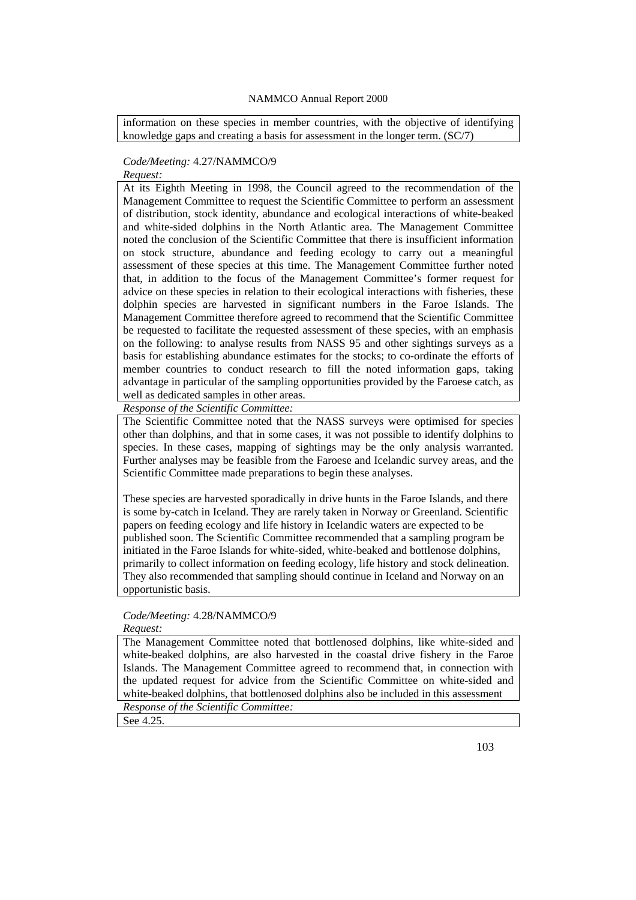information on these species in member countries, with the objective of identifying knowledge gaps and creating a basis for assessment in the longer term. (SC/7)

*Code/Meeting:* 4.27/NAMMCO/9

*Request:*

At its Eighth Meeting in 1998, the Council agreed to the recommendation of the Management Committee to request the Scientific Committee to perform an assessment of distribution, stock identity, abundance and ecological interactions of white-beaked and white-sided dolphins in the North Atlantic area. The Management Committee noted the conclusion of the Scientific Committee that there is insufficient information on stock structure, abundance and feeding ecology to carry out a meaningful assessment of these species at this time. The Management Committee further noted that, in addition to the focus of the Management Committee's former request for advice on these species in relation to their ecological interactions with fisheries, these dolphin species are harvested in significant numbers in the Faroe Islands. The Management Committee therefore agreed to recommend that the Scientific Committee be requested to facilitate the requested assessment of these species, with an emphasis on the following: to analyse results from NASS 95 and other sightings surveys as a basis for establishing abundance estimates for the stocks; to co-ordinate the efforts of member countries to conduct research to fill the noted information gaps, taking advantage in particular of the sampling opportunities provided by the Faroese catch, as well as dedicated samples in other areas.

*Response of the Scientific Committee:*

The Scientific Committee noted that the NASS surveys were optimised for species other than dolphins, and that in some cases, it was not possible to identify dolphins to species. In these cases, mapping of sightings may be the only analysis warranted. Further analyses may be feasible from the Faroese and Icelandic survey areas, and the Scientific Committee made preparations to begin these analyses.

These species are harvested sporadically in drive hunts in the Faroe Islands, and there is some by-catch in Iceland. They are rarely taken in Norway or Greenland. Scientific papers on feeding ecology and life history in Icelandic waters are expected to be published soon. The Scientific Committee recommended that a sampling program be initiated in the Faroe Islands for white-sided, white-beaked and bottlenose dolphins, primarily to collect information on feeding ecology, life history and stock delineation. They also recommended that sampling should continue in Iceland and Norway on an opportunistic basis.

*Code/Meeting:* 4.28/NAMMCO/9

*Request:*

The Management Committee noted that bottlenosed dolphins, like white-sided and white-beaked dolphins, are also harvested in the coastal drive fishery in the Faroe Islands. The Management Committee agreed to recommend that, in connection with the updated request for advice from the Scientific Committee on white-sided and white-beaked dolphins, that bottlenosed dolphins also be included in this assessment

*Response of the Scientific Committee:*

See 4.25.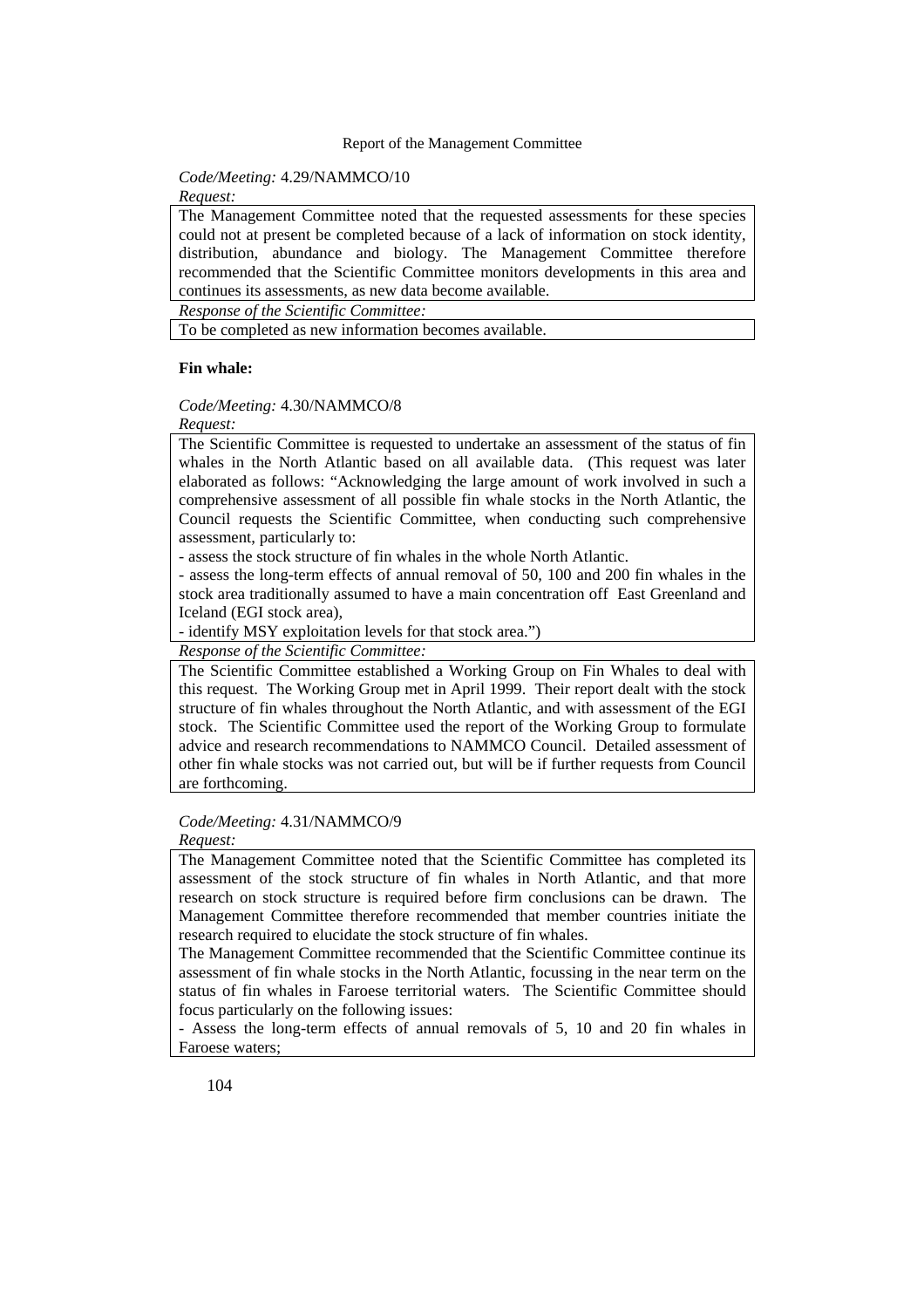*Code/Meeting:* 4.29/NAMMCO/10

*Request:*

The Management Committee noted that the requested assessments for these species could not at present be completed because of a lack of information on stock identity, distribution, abundance and biology. The Management Committee therefore recommended that the Scientific Committee monitors developments in this area and continues its assessments, as new data become available.

*Response of the Scientific Committee:*

To be completed as new information becomes available.

**Fin whale:**

*Code/Meeting:* 4.30/NAMMCO/8

*Request:*

The Scientific Committee is requested to undertake an assessment of the status of fin whales in the North Atlantic based on all available data. (This request was later elaborated as follows: "Acknowledging the large amount of work involved in such a comprehensive assessment of all possible fin whale stocks in the North Atlantic, the Council requests the Scientific Committee, when conducting such comprehensive assessment, particularly to:

- assess the stock structure of fin whales in the whole North Atlantic.
- assess the long-term effects of annual removal of 50, 100 and 200 fin whales in the stock area traditionally assumed to have a main concentration off East Greenland and Iceland (EGI stock area),
- identify MSY exploitation levels for that stock area.")

*Response of the Scientific Committee:*

The Scientific Committee established a Working Group on Fin Whales to deal with this request. The Working Group met in April 1999. Their report dealt with the stock structure of fin whales throughout the North Atlantic, and with assessment of the EGI stock. The Scientific Committee used the report of the Working Group to formulate advice and research recommendations to NAMMCO Council. Detailed assessment of other fin whale stocks was not carried out, but will be if further requests from Council are forthcoming.

*Code/Meeting:* 4.31/NAMMCO/9

*Request:*

The Management Committee noted that the Scientific Committee has completed its assessment of the stock structure of fin whales in North Atlantic, and that more research on stock structure is required before firm conclusions can be drawn. The Management Committee therefore recommended that member countries initiate the research required to elucidate the stock structure of fin whales.

The Management Committee recommended that the Scientific Committee continue its assessment of fin whale stocks in the North Atlantic, focussing in the near term on the status of fin whales in Faroese territorial waters. The Scientific Committee should focus particularly on the following issues:

- Assess the long-term effects of annual removals of 5, 10 and 20 fin whales in Faroese waters;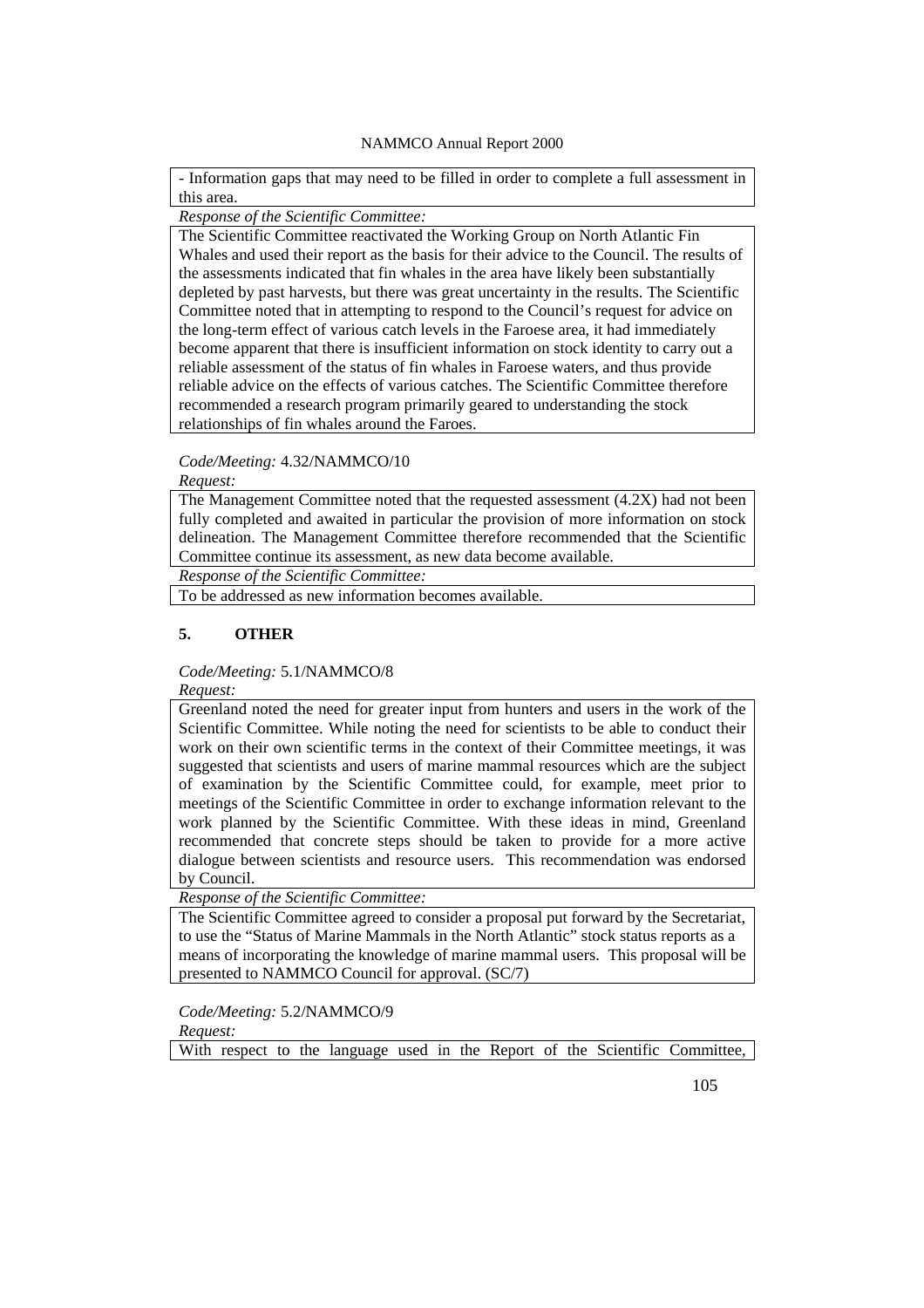- Information gaps that may need to be filled in order to complete a full assessment in this area.

*Response of the Scientific Committee:*

The Scientific Committee reactivated the Working Group on North Atlantic Fin Whales and used their report as the basis for their advice to the Council. The results of the assessments indicated that fin whales in the area have likely been substantially depleted by past harvests, but there was great uncertainty in the results. The Scientific Committee noted that in attempting to respond to the Council's request for advice on the long-term effect of various catch levels in the Faroese area, it had immediately become apparent that there is insufficient information on stock identity to carry out a reliable assessment of the status of fin whales in Faroese waters, and thus provide reliable advice on the effects of various catches. The Scientific Committee therefore recommended a research program primarily geared to understanding the stock relationships of fin whales around the Faroes.

*Code/Meeting:* 4.32/NAMMCO/10

*Request:*

The Management Committee noted that the requested assessment (4.2X) had not been fully completed and awaited in particular the provision of more information on stock delineation. The Management Committee therefore recommended that the Scientific Committee continue its assessment, as new data become available.

*Response of the Scientific Committee:*

To be addressed as new information becomes available.

## 5. OTHER

*Code/Meeting:* 5.1/NAMMCO/8

*Request:*

Greenland noted the need for greater input from hunters and users in the work of the Scientific Committee. While noting the need for scientists to be able to conduct their work on their own scientific terms in the context of their Committee meetings, it was suggested that scientists and users of marine mammal resources which are the subject of examination by the Scientific Committee could, for example, meet prior to meetings of the Scientific Committee in order to exchange information relevant to the work planned by the Scientific Committee. With these ideas in mind, Greenland recommended that concrete steps should be taken to provide for a more active dialogue between scientists and resource users. This recommendation was endorsed by Council.

*Response of the Scientific Committee:*

The Scientific Committee agreed to consider a proposal put forward by the Secretariat, to use the "Status of Marine Mammals in the North Atlantic" stock status reports as a means of incorporating the knowledge of marine mammal users. This proposal will be presented to NAMMCO Council for approval. (SC/7)

*Code/Meeting:* 5.2/NAMMCO/9

*Request:*

With respect to the language used in the Report of the Scientific Committee,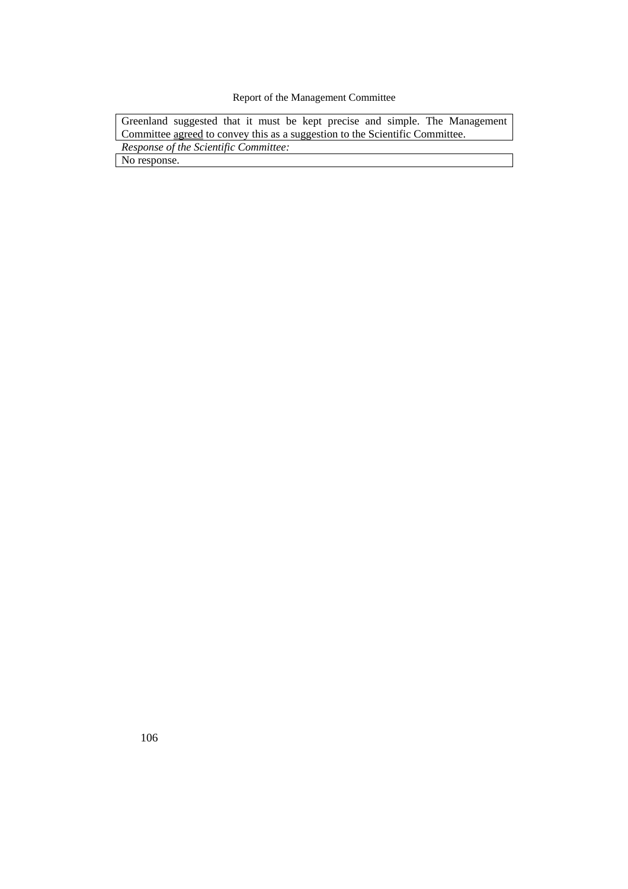Greenland suggested that it must be kept precise and simple. The Management Committee agreed to convey this as a suggestion to the Scientific Committee.

*Response of the Scientific Committee:*

No response.